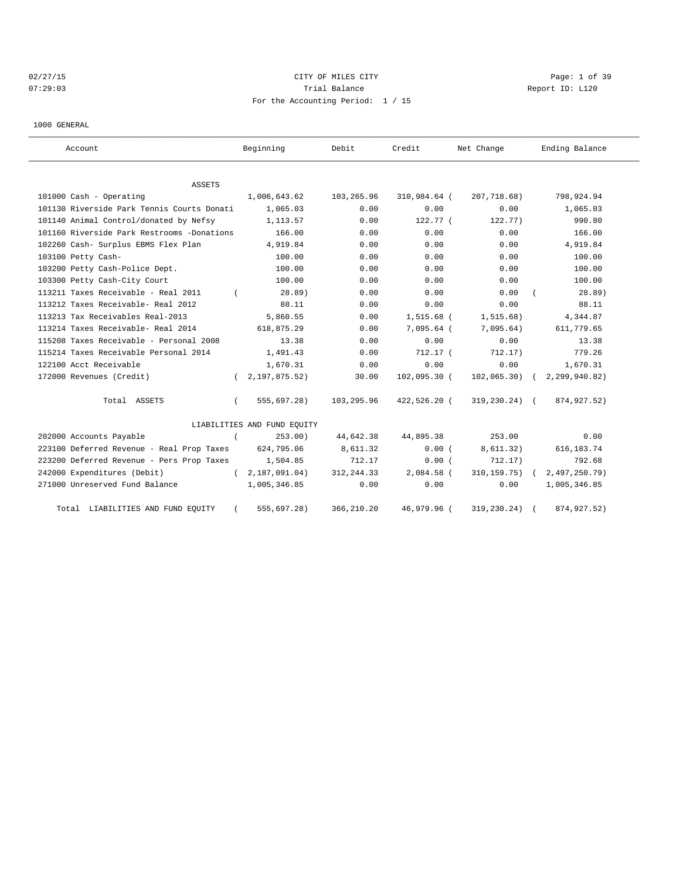CITY OF MILES CITY
Trial Balance
For the Accounting Period: 1 / 15

02/27/15
07:29:03

Report ID: L120

1000 GENERAL

| Account | Beginning | Debit | Credit | Net Change | Ending Balance |
|---|---|---|---|---|---|
| **ASSETS** | | | | | |
| 101000 Cash - Operating | 1,006,643.62 | 103,265.96 | 310,984.64 | (207,718.68) | 798,924.94 |
| 101130 Riverside Park Tennis Courts Donati | 1,065.03 | 0.00 | 0.00 | 0.00 | 1,065.03 |
| 101140 Animal Control/donated by Nefsy | 1,113.57 | 0.00 | 122.77 | (122.77) | 990.80 |
| 101160 Riverside Park Restrooms -Donations | 166.00 | 0.00 | 0.00 | 0.00 | 166.00 |
| 102260 Cash- Surplus EBMS Flex Plan | 4,919.84 | 0.00 | 0.00 | 0.00 | 4,919.84 |
| 103100 Petty Cash- | 100.00 | 0.00 | 0.00 | 0.00 | 100.00 |
| 103200 Petty Cash-Police Dept. | 100.00 | 0.00 | 0.00 | 0.00 | 100.00 |
| 103300 Petty Cash-City Court | 100.00 | 0.00 | 0.00 | 0.00 | 100.00 |
| 113211 Taxes Receivable - Real 2011 | (28.89) | 0.00 | 0.00 | 0.00 | (28.89) |
| 113212 Taxes Receivable- Real 2012 | 88.11 | 0.00 | 0.00 | 0.00 | 88.11 |
| 113213 Tax Receivables Real-2013 | 5,860.55 | 0.00 | 1,515.68 | (1,515.68) | 4,344.87 |
| 113214 Taxes Receivable- Real 2014 | 618,875.29 | 0.00 | 7,095.64 | (7,095.64) | 611,779.65 |
| 115208 Taxes Receivable - Personal 2008 | 13.38 | 0.00 | 0.00 | 0.00 | 13.38 |
| 115214 Taxes Receivable Personal 2014 | 1,491.43 | 0.00 | 712.17 | (712.17) | 779.26 |
| 122100 Acct Receivable | 1,670.31 | 0.00 | 0.00 | 0.00 | 1,670.31 |
| 172000 Revenues (Credit) | (2,197,875.52) | 30.00 | 102,095.30 | (102,065.30) | (2,299,940.82) |
| Total ASSETS | (555,697.28) | 103,295.96 | 422,526.20 | (319,230.24) | (874,927.52) |
| **LIABILITIES AND FUND EQUITY** | | | | | |
| 202000 Accounts Payable | (253.00) | 44,642.38 | 44,895.38 | 253.00 | 0.00 |
| 223100 Deferred Revenue - Real Prop Taxes | 624,795.06 | 8,611.32 | 0.00 | (8,611.32) | 616,183.74 |
| 223200 Deferred Revenue - Pers Prop Taxes | 1,504.85 | 712.17 | 0.00 | (712.17) | 792.68 |
| 242000 Expenditures (Debit) | (2,187,091.04) | 312,244.33 | 2,084.58 | (310,159.75) | (2,497,250.79) |
| 271000 Unreserved Fund Balance | 1,005,346.85 | 0.00 | 0.00 | 0.00 | 1,005,346.85 |
| Total LIABILITIES AND FUND EQUITY | (555,697.28) | 366,210.20 | 46,979.96 | (319,230.24) | (874,927.52) |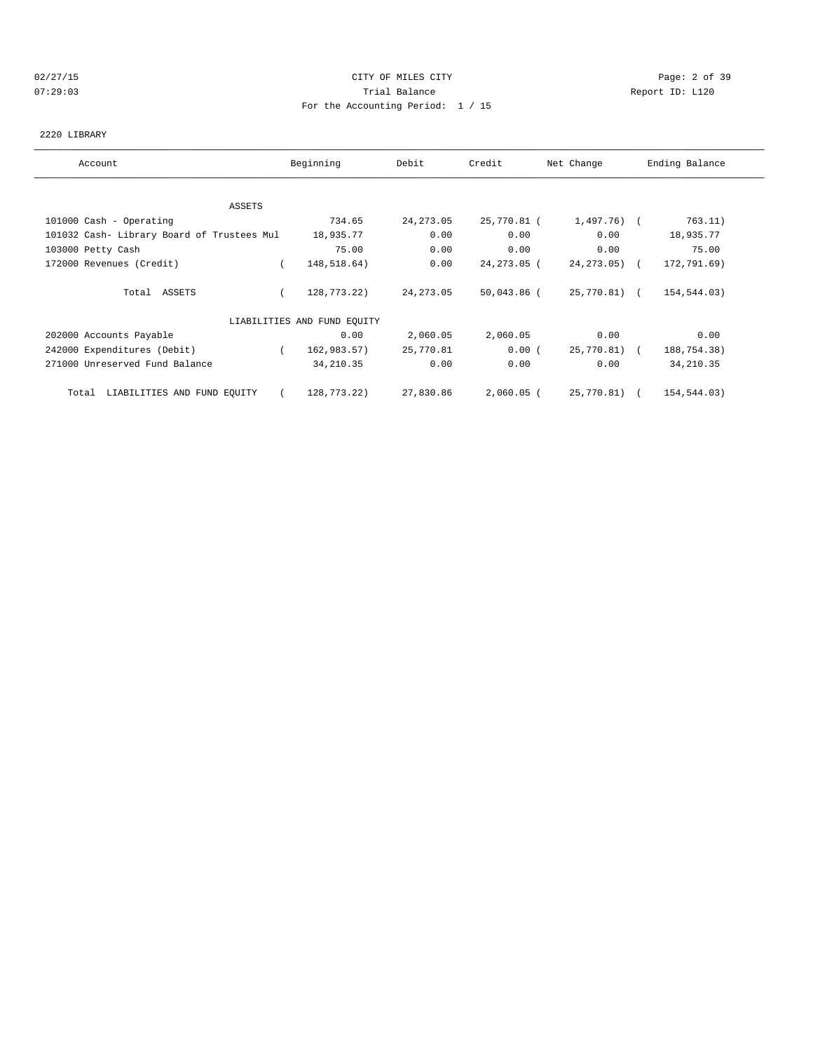CITY OF MILES CITY
Trial Balance
For the Accounting Period: 1 / 15

02/27/15
07:29:03

Report ID: L120

2220 LIBRARY

| Account | Beginning | Debit | Credit | Net Change | Ending Balance |
|---|---|---|---|---|---|
| ASSETS | | | | | |
| 101000 Cash - Operating | 734.65 | 24,273.05 | 25,770.81 | ( 1,497.76) | ( 763.11) |
| 101032 Cash- Library Board of Trustees Mul | 18,935.77 | 0.00 | 0.00 | 0.00 | 18,935.77 |
| 103000 Petty Cash | 75.00 | 0.00 | 0.00 | 0.00 | 75.00 |
| 172000 Revenues (Credit) | ( 148,518.64) | 0.00 | 24,273.05 | ( 24,273.05) | ( 172,791.69) |
| Total ASSETS | ( 128,773.22) | 24,273.05 | 50,043.86 | ( 25,770.81) | ( 154,544.03) |
| LIABILITIES AND FUND EQUITY | | | | | |
| 202000 Accounts Payable | 0.00 | 2,060.05 | 2,060.05 | 0.00 | 0.00 |
| 242000 Expenditures (Debit) | ( 162,983.57) | 25,770.81 | 0.00 | ( 25,770.81) | ( 188,754.38) |
| 271000 Unreserved Fund Balance | 34,210.35 | 0.00 | 0.00 | 0.00 | 34,210.35 |
| Total LIABILITIES AND FUND EQUITY | ( 128,773.22) | 27,830.86 | 2,060.05 | ( 25,770.81) | ( 154,544.03) |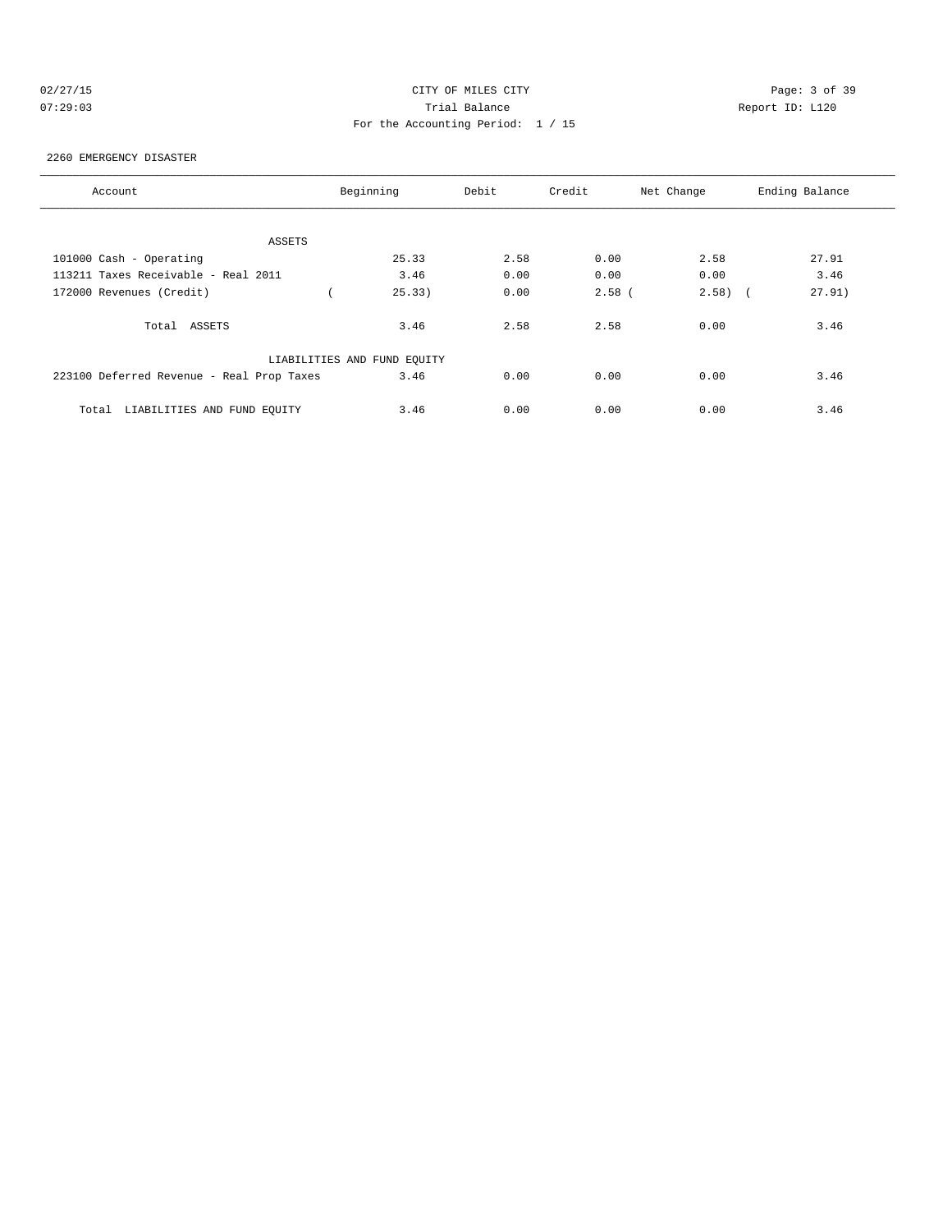CITY OF MILES CITY
Trial Balance
For the Accounting Period: 1 / 15

02/27/15
07:29:03

Report ID: L120

2260 EMERGENCY DISASTER

| Account | Beginning | Debit | Credit | Net Change | Ending Balance |
|---|---|---|---|---|---|
| ASSETS | | | | | |
| 101000 Cash - Operating | 25.33 | 2.58 | 0.00 | 2.58 | 27.91 |
| 113211 Taxes Receivable - Real 2011 | 3.46 | 0.00 | 0.00 | 0.00 | 3.46 |
| 172000 Revenues (Credit) | ( 25.33) | 0.00 | 2.58 | ( 2.58) | ( 27.91) |
| Total ASSETS | 3.46 | 2.58 | 2.58 | 0.00 | 3.46 |
| LIABILITIES AND FUND EQUITY | | | | | |
| 223100 Deferred Revenue - Real Prop Taxes | 3.46 | 0.00 | 0.00 | 0.00 | 3.46 |
| Total LIABILITIES AND FUND EQUITY | 3.46 | 0.00 | 0.00 | 0.00 | 3.46 |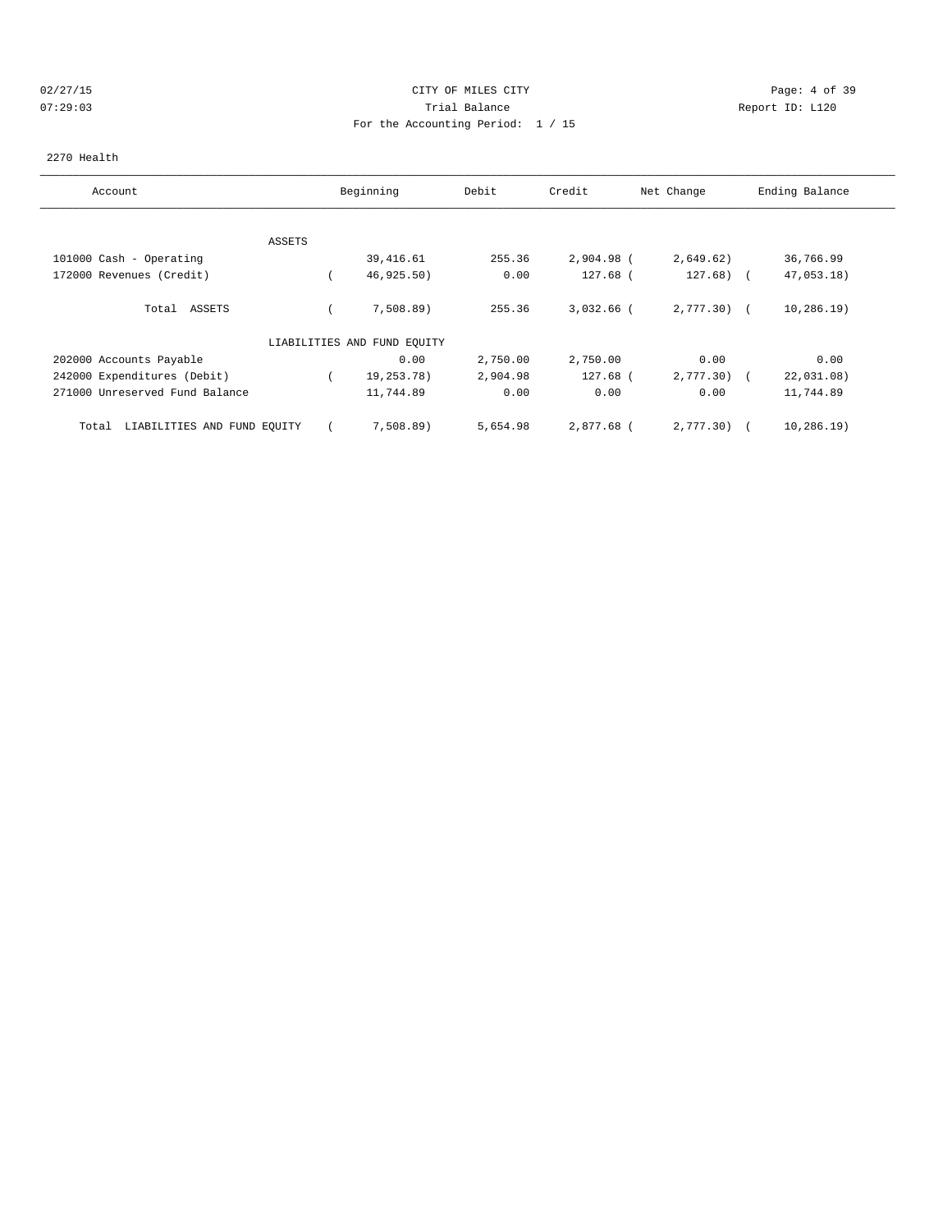CITY OF MILES CITY
Trial Balance
For the Accounting Period: 1 / 15

2270 Health

| Account | Beginning | Debit | Credit | Net Change | Ending Balance |
|---|---|---|---|---|---|
| ASSETS | | | | | |
| 101000 Cash - Operating | 39,416.61 | 255.36 | 2,904.98 | ( 2,649.62) | 36,766.99 |
| 172000 Revenues (Credit) | ( 46,925.50) | 0.00 | 127.68 | ( 127.68) | ( 47,053.18) |
| Total ASSETS | ( 7,508.89) | 255.36 | 3,032.66 | ( 2,777.30) | ( 10,286.19) |
| LIABILITIES AND FUND EQUITY | | | | | |
| 202000 Accounts Payable | 0.00 | 2,750.00 | 2,750.00 | 0.00 | 0.00 |
| 242000 Expenditures (Debit) | ( 19,253.78) | 2,904.98 | 127.68 | ( 2,777.30) | ( 22,031.08) |
| 271000 Unreserved Fund Balance | 11,744.89 | 0.00 | 0.00 | 0.00 | 11,744.89 |
| Total LIABILITIES AND FUND EQUITY | ( 7,508.89) | 5,654.98 | 2,877.68 | ( 2,777.30) | ( 10,286.19) |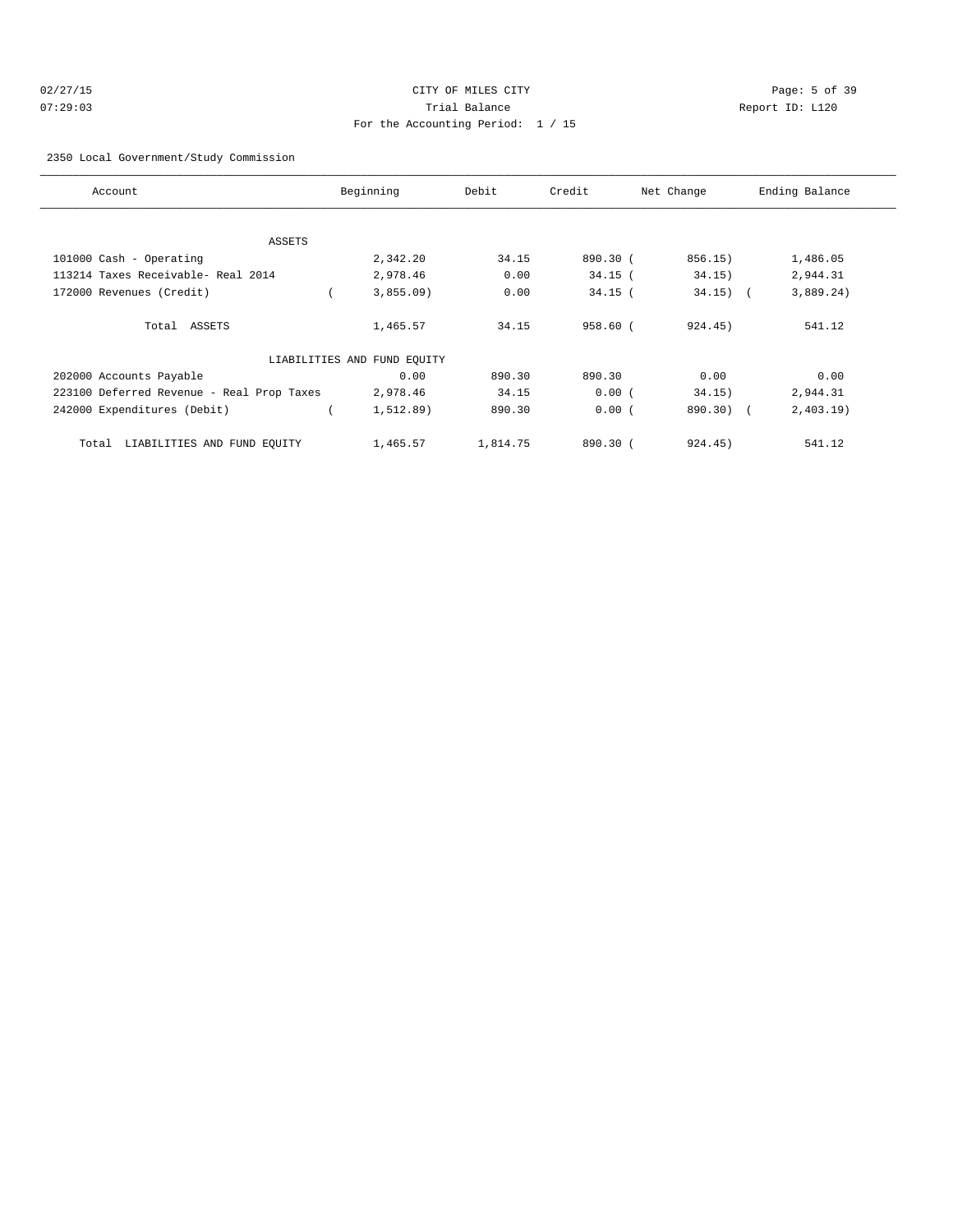CITY OF MILES CITY

Trial Balance

For the Accounting Period: 1 / 15

2350 Local Government/Study Commission

| Account | Beginning | Debit | Credit | Net Change | Ending Balance |
|---|---|---|---|---|---|
| ASSETS | | | | | |
| 101000 Cash - Operating | 2,342.20 | 34.15 | 890.30 | (856.15) | 1,486.05 |
| 113214 Taxes Receivable- Real 2014 | 2,978.46 | 0.00 | 34.15 | (34.15) | 2,944.31 |
| 172000 Revenues (Credit) | (3,855.09) | 0.00 | 34.15 | (34.15) | (3,889.24) |
| Total ASSETS | 1,465.57 | 34.15 | 958.60 | (924.45) | 541.12 |
| LIABILITIES AND FUND EQUITY | | | | | |
| 202000 Accounts Payable | 0.00 | 890.30 | 890.30 | 0.00 | 0.00 |
| 223100 Deferred Revenue - Real Prop Taxes | 2,978.46 | 34.15 | 0.00 | (34.15) | 2,944.31 |
| 242000 Expenditures (Debit) | (1,512.89) | 890.30 | 0.00 | (890.30) | (2,403.19) |
| Total LIABILITIES AND FUND EQUITY | 1,465.57 | 1,814.75 | 890.30 | (924.45) | 541.12 |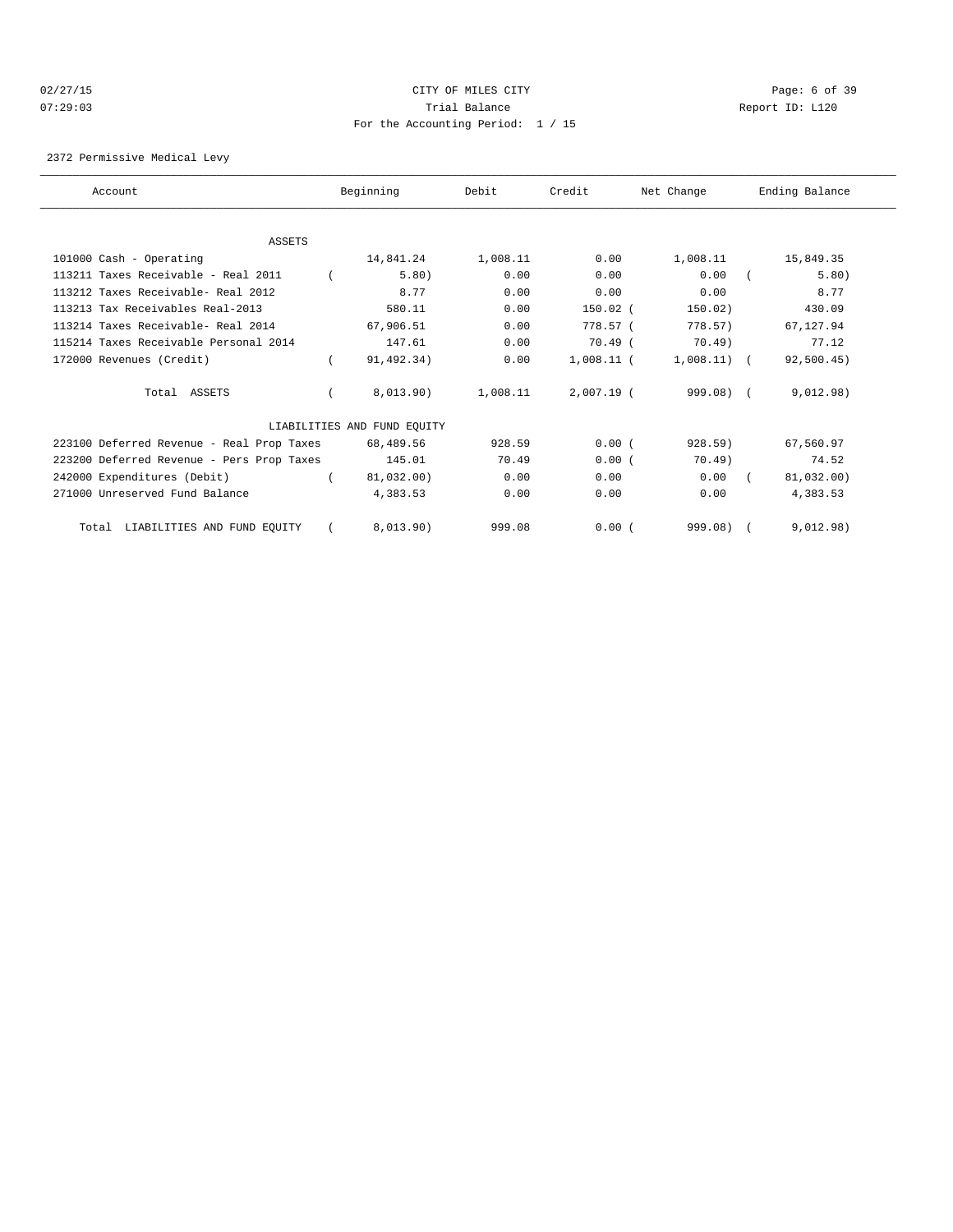CITY OF MILES CITY
Trial Balance
For the Accounting Period: 1 / 15

02/27/15
07:29:03

Report ID: L120

2372 Permissive Medical Levy

| Account | Beginning | Debit | Credit | Net Change | Ending Balance |
|---|---|---|---|---|---|
| **ASSETS** | | | | | |
| 101000 Cash - Operating | 14,841.24 | 1,008.11 | 0.00 | 1,008.11 | 15,849.35 |
| 113211 Taxes Receivable - Real 2011 | ( 5.80) | 0.00 | 0.00 | 0.00 | ( 5.80) |
| 113212 Taxes Receivable- Real 2012 | 8.77 | 0.00 | 0.00 | 0.00 | 8.77 |
| 113213 Tax Receivables Real-2013 | 580.11 | 0.00 | 150.02 | ( 150.02) | 430.09 |
| 113214 Taxes Receivable- Real 2014 | 67,906.51 | 0.00 | 778.57 | ( 778.57) | 67,127.94 |
| 115214 Taxes Receivable Personal 2014 | 147.61 | 0.00 | 70.49 | ( 70.49) | 77.12 |
| 172000 Revenues (Credit) | ( 91,492.34) | 0.00 | 1,008.11 | ( 1,008.11) | ( 92,500.45) |
| Total ASSETS | ( 8,013.90) | 1,008.11 | 2,007.19 | ( 999.08) | ( 9,012.98) |
| **LIABILITIES AND FUND EQUITY** | | | | | |
| 223100 Deferred Revenue - Real Prop Taxes | 68,489.56 | 928.59 | 0.00 | ( 928.59) | 67,560.97 |
| 223200 Deferred Revenue - Pers Prop Taxes | 145.01 | 70.49 | 0.00 | ( 70.49) | 74.52 |
| 242000 Expenditures (Debit) | ( 81,032.00) | 0.00 | 0.00 | 0.00 | ( 81,032.00) |
| 271000 Unreserved Fund Balance | 4,383.53 | 0.00 | 0.00 | 0.00 | 4,383.53 |
| Total LIABILITIES AND FUND EQUITY | ( 8,013.90) | 999.08 | 0.00 | ( 999.08) | ( 9,012.98) |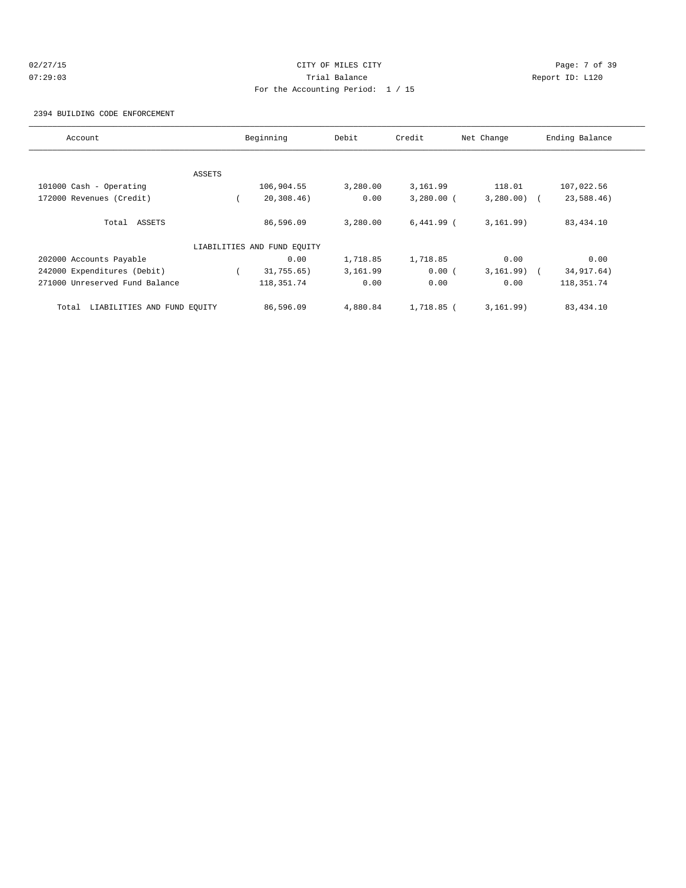CITY OF MILES CITY
Trial Balance
For the Accounting Period: 1 / 15

02/27/15
07:29:03

Report ID: L120

2394 BUILDING CODE ENFORCEMENT

| Account | Beginning | Debit | Credit | Net Change | Ending Balance |
|---|---|---|---|---|---|
| ASSETS | | | | | |
| 101000 Cash - Operating | 106,904.55 | 3,280.00 | 3,161.99 | 118.01 | 107,022.56 |
| 172000 Revenues (Credit) | ( 20,308.46) | 0.00 | 3,280.00 | ( 3,280.00) | ( 23,588.46) |
| Total ASSETS | 86,596.09 | 3,280.00 | 6,441.99 | ( 3,161.99) | 83,434.10 |
| LIABILITIES AND FUND EQUITY | | | | | |
| 202000 Accounts Payable | 0.00 | 1,718.85 | 1,718.85 | 0.00 | 0.00 |
| 242000 Expenditures (Debit) | ( 31,755.65) | 3,161.99 | 0.00 | ( 3,161.99) | ( 34,917.64) |
| 271000 Unreserved Fund Balance | 118,351.74 | 0.00 | 0.00 | 0.00 | 118,351.74 |
| Total LIABILITIES AND FUND EQUITY | 86,596.09 | 4,880.84 | 1,718.85 | ( 3,161.99) | 83,434.10 |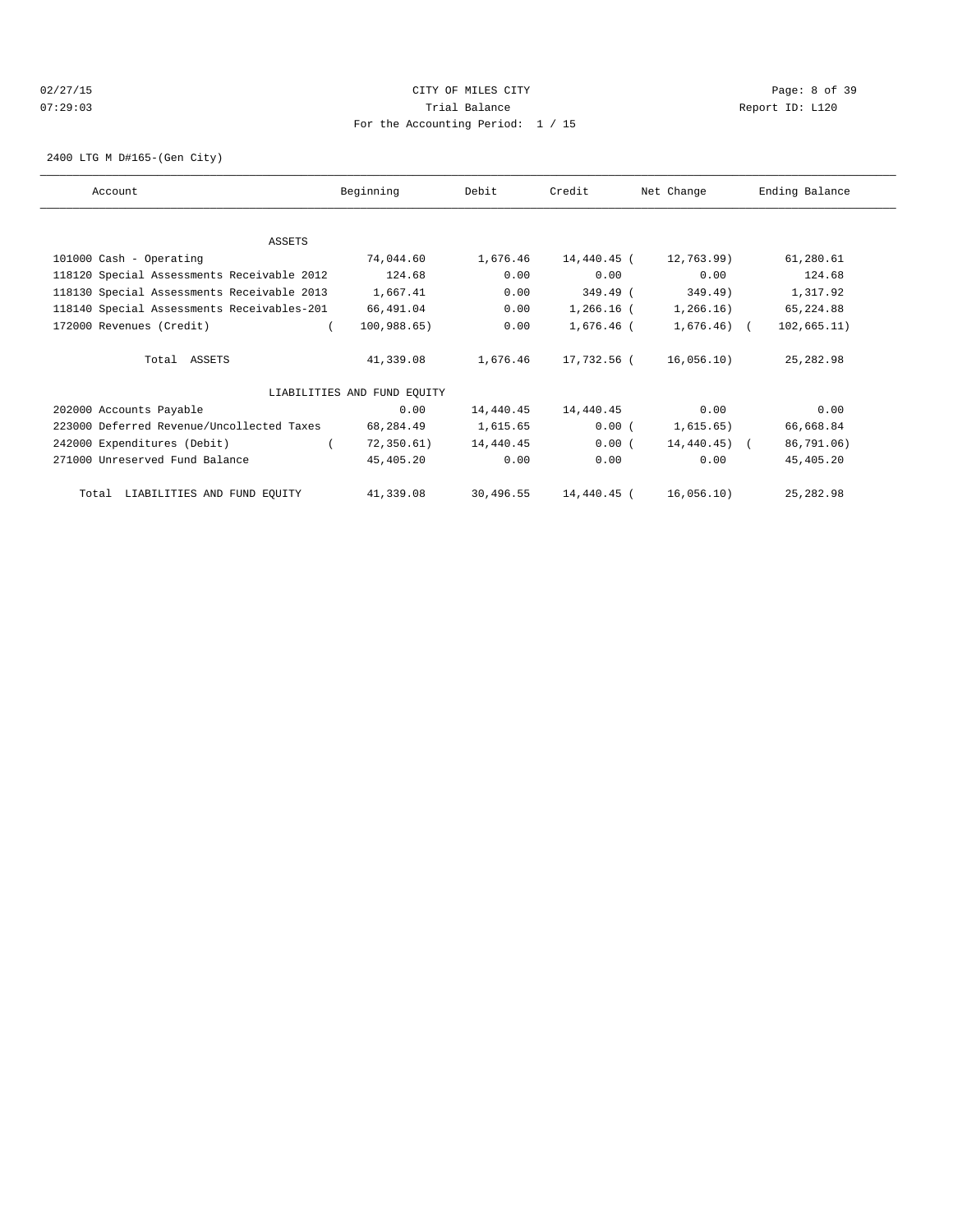CITY OF MILES CITY
Trial Balance
For the Accounting Period: 1 / 15

02/27/15 07:29:03 — Report ID: L120

2400 LTG M D#165-(Gen City)

| Account | Beginning | Debit | Credit | Net Change | Ending Balance |
|---|---|---|---|---|---|
| **ASSETS** | | | | | |
| 101000 Cash - Operating | 74,044.60 | 1,676.46 | 14,440.45 | ( 12,763.99) | 61,280.61 |
| 118120 Special Assessments Receivable 2012 | 124.68 | 0.00 | 0.00 | 0.00 | 124.68 |
| 118130 Special Assessments Receivable 2013 | 1,667.41 | 0.00 | 349.49 | ( 349.49) | 1,317.92 |
| 118140 Special Assessments Receivables-201 | 66,491.04 | 0.00 | 1,266.16 | ( 1,266.16) | 65,224.88 |
| 172000 Revenues (Credit) | ( 100,988.65) | 0.00 | 1,676.46 | ( 1,676.46) | ( 102,665.11) |
| Total ASSETS | 41,339.08 | 1,676.46 | 17,732.56 | ( 16,056.10) | 25,282.98 |
| **LIABILITIES AND FUND EQUITY** | | | | | |
| 202000 Accounts Payable | 0.00 | 14,440.45 | 14,440.45 | 0.00 | 0.00 |
| 223000 Deferred Revenue/Uncollected Taxes | 68,284.49 | 1,615.65 | 0.00 | ( 1,615.65) | 66,668.84 |
| 242000 Expenditures (Debit) | ( 72,350.61) | 14,440.45 | 0.00 | ( 14,440.45) | ( 86,791.06) |
| 271000 Unreserved Fund Balance | 45,405.20 | 0.00 | 0.00 | 0.00 | 45,405.20 |
| Total LIABILITIES AND FUND EQUITY | 41,339.08 | 30,496.55 | 14,440.45 | ( 16,056.10) | 25,282.98 |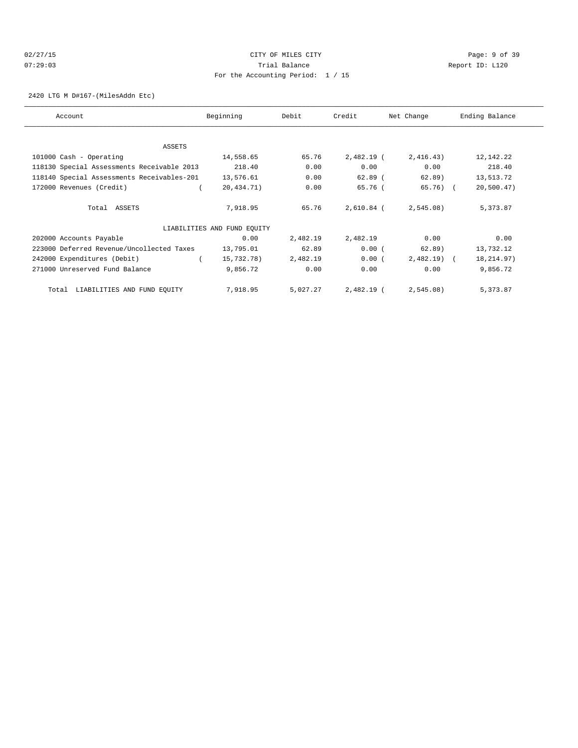CITY OF MILES CITY
Trial Balance
For the Accounting Period: 1 / 15

02/27/15
07:29:03

Report ID: L120

2420 LTG M D#167-(MilesAddn Etc)

| Account | Beginning | Debit | Credit | Net Change | Ending Balance |
|---|---|---|---|---|---|
| ASSETS | | | | | |
| 101000 Cash - Operating | 14,558.65 | 65.76 | 2,482.19 | ( 2,416.43) | 12,142.22 |
| 118130 Special Assessments Receivable 2013 | 218.40 | 0.00 | 0.00 | 0.00 | 218.40 |
| 118140 Special Assessments Receivables-201 | 13,576.61 | 0.00 | 62.89 | ( 62.89) | 13,513.72 |
| 172000 Revenues (Credit) | ( 20,434.71) | 0.00 | 65.76 | ( 65.76) | ( 20,500.47) |
| Total ASSETS | 7,918.95 | 65.76 | 2,610.84 | ( 2,545.08) | 5,373.87 |
| LIABILITIES AND FUND EQUITY | | | | | |
| 202000 Accounts Payable | 0.00 | 2,482.19 | 2,482.19 | 0.00 | 0.00 |
| 223000 Deferred Revenue/Uncollected Taxes | 13,795.01 | 62.89 | 0.00 | ( 62.89) | 13,732.12 |
| 242000 Expenditures (Debit) | ( 15,732.78) | 2,482.19 | 0.00 | ( 2,482.19) | ( 18,214.97) |
| 271000 Unreserved Fund Balance | 9,856.72 | 0.00 | 0.00 | 0.00 | 9,856.72 |
| Total LIABILITIES AND FUND EQUITY | 7,918.95 | 5,027.27 | 2,482.19 | ( 2,545.08) | 5,373.87 |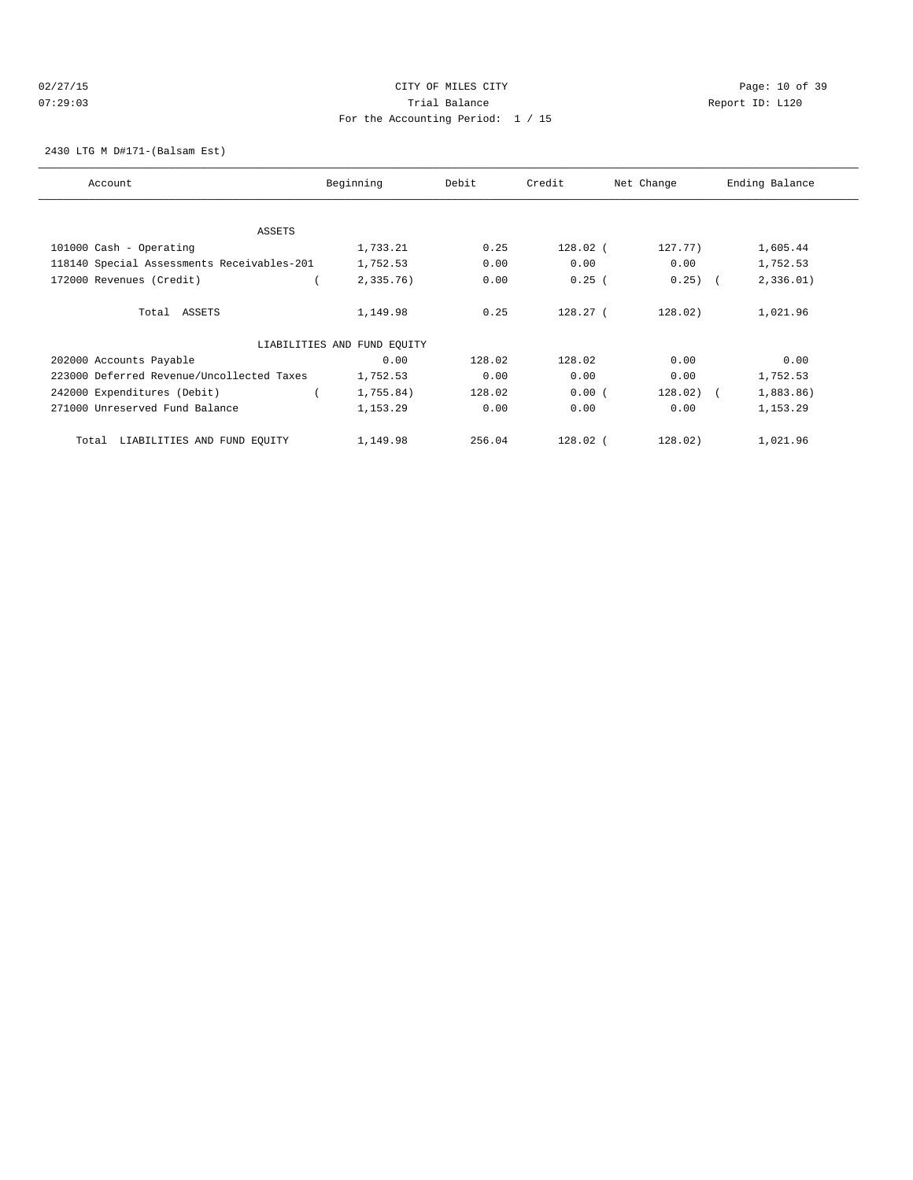CITY OF MILES CITY

Trial Balance

For the Accounting Period: 1 / 15

2430 LTG M D#171-(Balsam Est)

| Account | Beginning | Debit | Credit | Net Change | Ending Balance |
|---|---|---|---|---|---|
| ASSETS | | | | | |
| 101000 Cash - Operating | 1,733.21 | 0.25 | 128.02 | ( 127.77) | 1,605.44 |
| 118140 Special Assessments Receivables-201 | 1,752.53 | 0.00 | 0.00 | 0.00 | 1,752.53 |
| 172000 Revenues (Credit) | ( 2,335.76) | 0.00 | 0.25 | ( 0.25) | ( 2,336.01) |
| Total ASSETS | 1,149.98 | 0.25 | 128.27 | ( 128.02) | 1,021.96 |
| LIABILITIES AND FUND EQUITY | | | | | |
| 202000 Accounts Payable | 0.00 | 128.02 | 128.02 | 0.00 | 0.00 |
| 223000 Deferred Revenue/Uncollected Taxes | 1,752.53 | 0.00 | 0.00 | 0.00 | 1,752.53 |
| 242000 Expenditures (Debit) | ( 1,755.84) | 128.02 | 0.00 | ( 128.02) | ( 1,883.86) |
| 271000 Unreserved Fund Balance | 1,153.29 | 0.00 | 0.00 | 0.00 | 1,153.29 |
| Total LIABILITIES AND FUND EQUITY | 1,149.98 | 256.04 | 128.02 | ( 128.02) | 1,021.96 |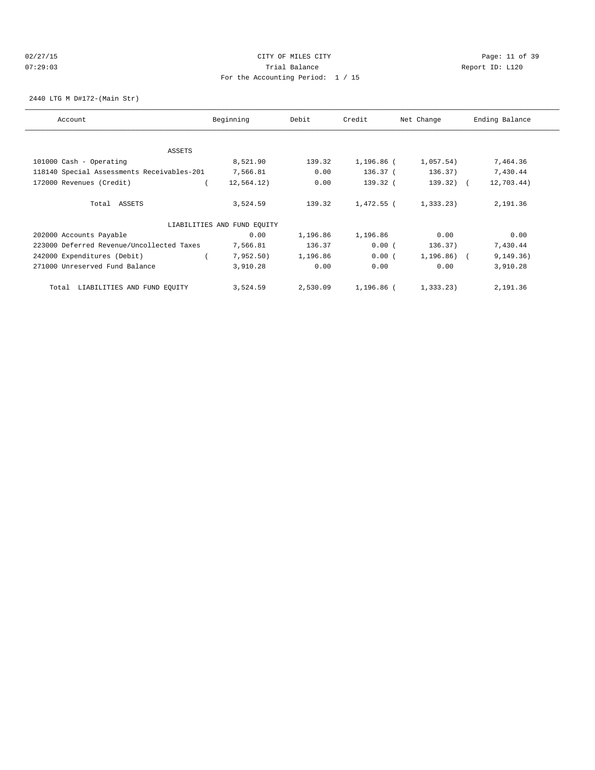CITY OF MILES CITY

Trial Balance

For the Accounting Period: 1 / 15

2440 LTG M D#172-(Main Str)

| Account | Beginning | Debit | Credit | Net Change | Ending Balance |
|---|---|---|---|---|---|
| ASSETS | | | | | |
| 101000 Cash - Operating | 8,521.90 | 139.32 | 1,196.86 | (1,057.54) | 7,464.36 |
| 118140 Special Assessments Receivables-201 | 7,566.81 | 0.00 | 136.37 | (136.37) | 7,430.44 |
| 172000 Revenues (Credit) | (12,564.12) | 0.00 | 139.32 | (139.32) | (12,703.44) |
| Total ASSETS | 3,524.59 | 139.32 | 1,472.55 | (1,333.23) | 2,191.36 |
| LIABILITIES AND FUND EQUITY | | | | | |
| 202000 Accounts Payable | 0.00 | 1,196.86 | 1,196.86 | 0.00 | 0.00 |
| 223000 Deferred Revenue/Uncollected Taxes | 7,566.81 | 136.37 | 0.00 | (136.37) | 7,430.44 |
| 242000 Expenditures (Debit) | (7,952.50) | 1,196.86 | 0.00 | (1,196.86) | (9,149.36) |
| 271000 Unreserved Fund Balance | 3,910.28 | 0.00 | 0.00 | 0.00 | 3,910.28 |
| Total LIABILITIES AND FUND EQUITY | 3,524.59 | 2,530.09 | 1,196.86 | (1,333.23) | 2,191.36 |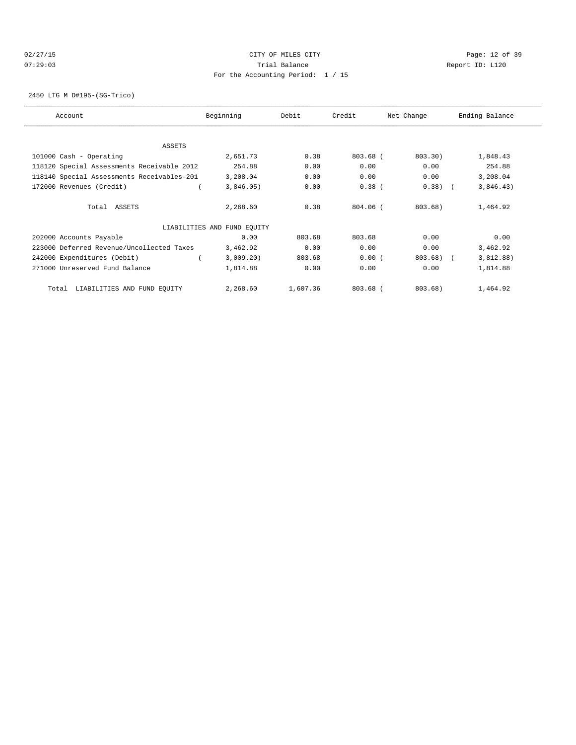CITY OF MILES CITY

Trial Balance

For the Accounting Period: 1 / 15

02/27/15 07:29:03 — Report ID: L120

2450 LTG M D#195-(SG-Trico)

| Account | Beginning | Debit | Credit | Net Change | Ending Balance |
|---|---|---|---|---|---|
| ASSETS | | | | | |
| 101000 Cash - Operating | 2,651.73 | 0.38 | 803.68 | ( 803.30) | 1,848.43 |
| 118120 Special Assessments Receivable 2012 | 254.88 | 0.00 | 0.00 | 0.00 | 254.88 |
| 118140 Special Assessments Receivables-201 | 3,208.04 | 0.00 | 0.00 | 0.00 | 3,208.04 |
| 172000 Revenues (Credit) | ( 3,846.05) | 0.00 | 0.38 | ( 0.38) | ( 3,846.43) |
| Total ASSETS | 2,268.60 | 0.38 | 804.06 | ( 803.68) | 1,464.92 |
| LIABILITIES AND FUND EQUITY | | | | | |
| 202000 Accounts Payable | 0.00 | 803.68 | 803.68 | 0.00 | 0.00 |
| 223000 Deferred Revenue/Uncollected Taxes | 3,462.92 | 0.00 | 0.00 | 0.00 | 3,462.92 |
| 242000 Expenditures (Debit) | ( 3,009.20) | 803.68 | 0.00 | ( 803.68) | ( 3,812.88) |
| 271000 Unreserved Fund Balance | 1,814.88 | 0.00 | 0.00 | 0.00 | 1,814.88 |
| Total LIABILITIES AND FUND EQUITY | 2,268.60 | 1,607.36 | 803.68 | ( 803.68) | 1,464.92 |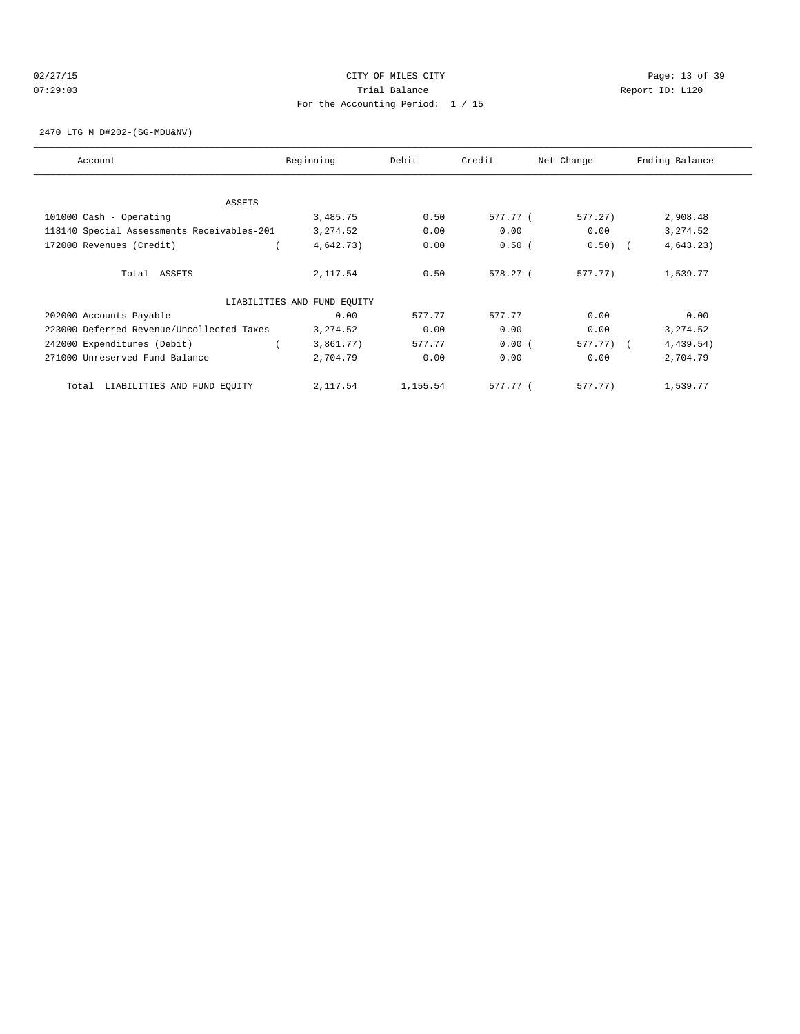CITY OF MILES CITY

Trial Balance

For the Accounting Period: 1 / 15

02/27/15 07:29:03 — Report ID: L120

2470 LTG M D#202-(SG-MDU&NV)

| Account | Beginning | Debit | Credit | Net Change | Ending Balance |
|---|---|---|---|---|---|
| ASSETS | | | | | |
| 101000 Cash - Operating | 3,485.75 | 0.50 | 577.77 | ( 577.27) | 2,908.48 |
| 118140 Special Assessments Receivables-201 | 3,274.52 | 0.00 | 0.00 | 0.00 | 3,274.52 |
| 172000 Revenues (Credit) | ( 4,642.73) | 0.00 | 0.50 | ( 0.50) | ( 4,643.23) |
| Total ASSETS | 2,117.54 | 0.50 | 578.27 | ( 577.77) | 1,539.77 |
| LIABILITIES AND FUND EQUITY | | | | | |
| 202000 Accounts Payable | 0.00 | 577.77 | 577.77 | 0.00 | 0.00 |
| 223000 Deferred Revenue/Uncollected Taxes | 3,274.52 | 0.00 | 0.00 | 0.00 | 3,274.52 |
| 242000 Expenditures (Debit) | ( 3,861.77) | 577.77 | 0.00 | ( 577.77) | ( 4,439.54) |
| 271000 Unreserved Fund Balance | 2,704.79 | 0.00 | 0.00 | 0.00 | 2,704.79 |
| Total LIABILITIES AND FUND EQUITY | 2,117.54 | 1,155.54 | 577.77 | ( 577.77) | 1,539.77 |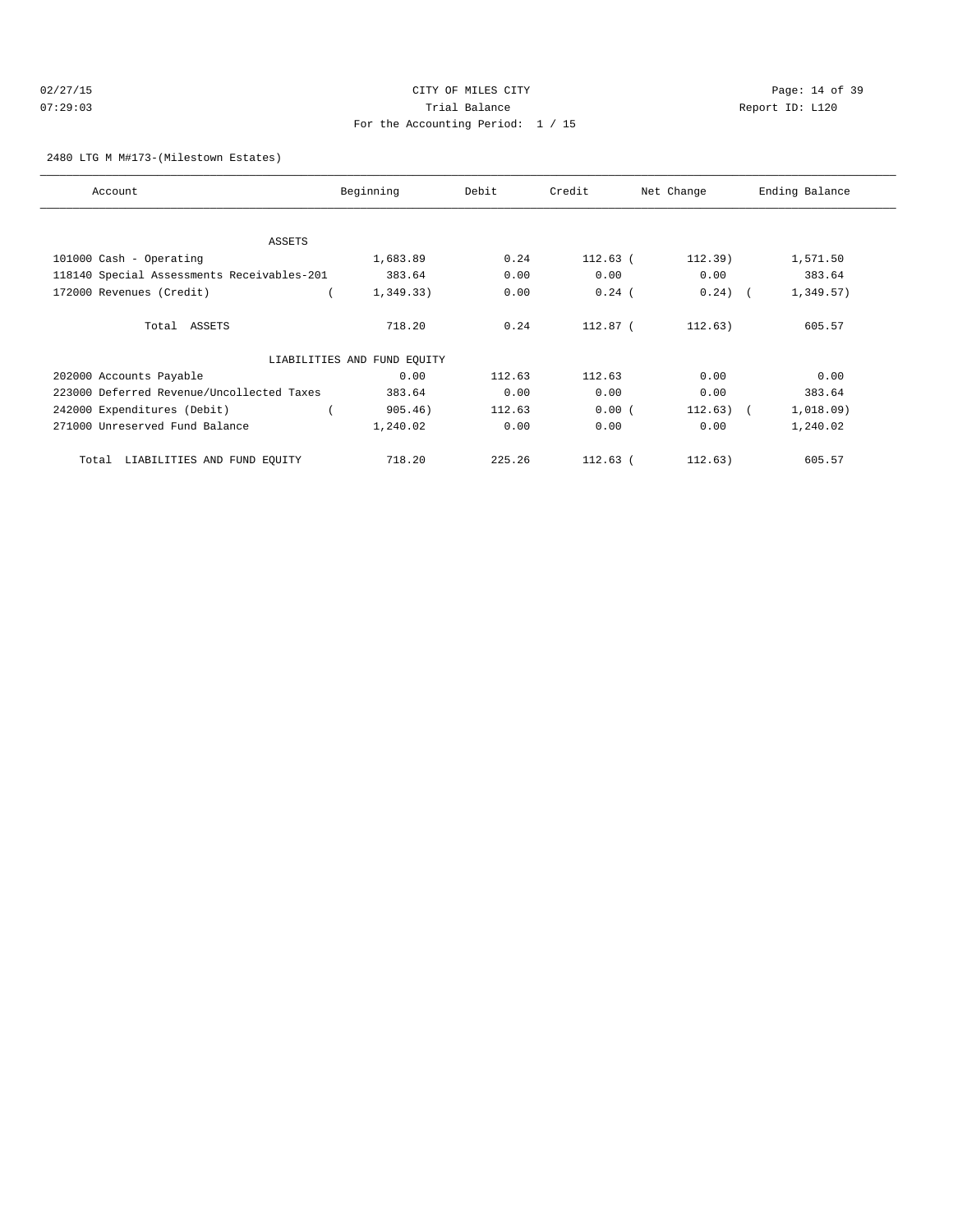CITY OF MILES CITY

Trial Balance

For the Accounting Period: 1 / 15

2480 LTG M M#173-(Milestown Estates)

| Account | Beginning | Debit | Credit | Net Change | Ending Balance |
|---|---|---|---|---|---|
| ASSETS | | | | | |
| 101000 Cash - Operating | 1,683.89 | 0.24 | 112.63 | ( 112.39) | 1,571.50 |
| 118140 Special Assessments Receivables-201 | 383.64 | 0.00 | 0.00 | 0.00 | 383.64 |
| 172000 Revenues (Credit) | ( 1,349.33) | 0.00 | 0.24 | ( 0.24) | ( 1,349.57) |
| Total ASSETS | 718.20 | 0.24 | 112.87 | ( 112.63) | 605.57 |
| LIABILITIES AND FUND EQUITY | | | | | |
| 202000 Accounts Payable | 0.00 | 112.63 | 112.63 | 0.00 | 0.00 |
| 223000 Deferred Revenue/Uncollected Taxes | 383.64 | 0.00 | 0.00 | 0.00 | 383.64 |
| 242000 Expenditures (Debit) | ( 905.46) | 112.63 | 0.00 | ( 112.63) | ( 1,018.09) |
| 271000 Unreserved Fund Balance | 1,240.02 | 0.00 | 0.00 | 0.00 | 1,240.02 |
| Total LIABILITIES AND FUND EQUITY | 718.20 | 225.26 | 112.63 | ( 112.63) | 605.57 |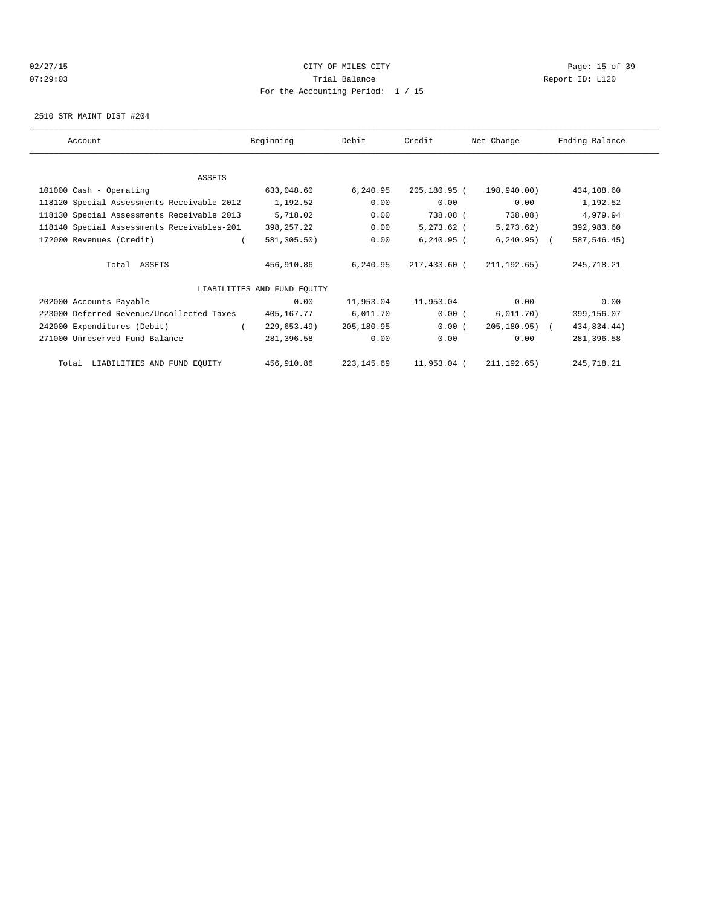CITY OF MILES CITY

Trial Balance

For the Accounting Period: 1 / 15

2510 STR MAINT DIST #204

| Account | Beginning | Debit | Credit | Net Change | Ending Balance |
|---|---|---|---|---|---|
| ASSETS | | | | | |
| 101000 Cash - Operating | 633,048.60 | 6,240.95 | 205,180.95 | ( 198,940.00) | 434,108.60 |
| 118120 Special Assessments Receivable 2012 | 1,192.52 | 0.00 | 0.00 | 0.00 | 1,192.52 |
| 118130 Special Assessments Receivable 2013 | 5,718.02 | 0.00 | 738.08 | ( 738.08) | 4,979.94 |
| 118140 Special Assessments Receivables-201 | 398,257.22 | 0.00 | 5,273.62 | ( 5,273.62) | 392,983.60 |
| 172000 Revenues (Credit) | ( 581,305.50) | 0.00 | 6,240.95 | ( 6,240.95) | ( 587,546.45) |
| Total ASSETS | 456,910.86 | 6,240.95 | 217,433.60 | ( 211,192.65) | 245,718.21 |
| LIABILITIES AND FUND EQUITY | | | | | |
| 202000 Accounts Payable | 0.00 | 11,953.04 | 11,953.04 | 0.00 | 0.00 |
| 223000 Deferred Revenue/Uncollected Taxes | 405,167.77 | 6,011.70 | 0.00 | ( 6,011.70) | 399,156.07 |
| 242000 Expenditures (Debit) | ( 229,653.49) | 205,180.95 | 0.00 | ( 205,180.95) | ( 434,834.44) |
| 271000 Unreserved Fund Balance | 281,396.58 | 0.00 | 0.00 | 0.00 | 281,396.58 |
| Total LIABILITIES AND FUND EQUITY | 456,910.86 | 223,145.69 | 11,953.04 | ( 211,192.65) | 245,718.21 |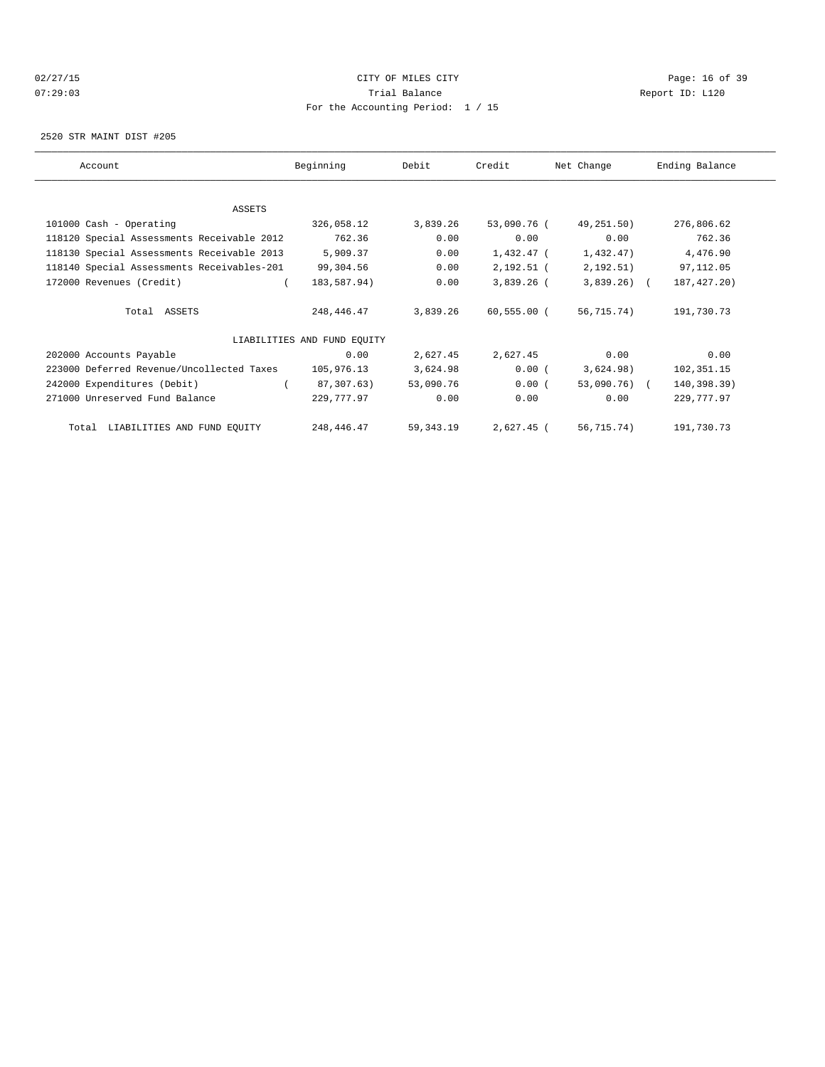CITY OF MILES CITY
Trial Balance
For the Accounting Period: 1 / 15

02/27/15
07:29:03

Report ID: L120

2520 STR MAINT DIST #205

| Account | Beginning | Debit | Credit | Net Change | Ending Balance |
|---|---|---|---|---|---|
| ASSETS | | | | | |
| 101000 Cash - Operating | 326,058.12 | 3,839.26 | 53,090.76 | ( 49,251.50) | 276,806.62 |
| 118120 Special Assessments Receivable 2012 | 762.36 | 0.00 | 0.00 | 0.00 | 762.36 |
| 118130 Special Assessments Receivable 2013 | 5,909.37 | 0.00 | 1,432.47 | ( 1,432.47) | 4,476.90 |
| 118140 Special Assessments Receivables-201 | 99,304.56 | 0.00 | 2,192.51 | ( 2,192.51) | 97,112.05 |
| 172000 Revenues (Credit) | ( 183,587.94) | 0.00 | 3,839.26 | ( 3,839.26) | ( 187,427.20) |
| Total ASSETS | 248,446.47 | 3,839.26 | 60,555.00 | ( 56,715.74) | 191,730.73 |
| LIABILITIES AND FUND EQUITY | | | | | |
| 202000 Accounts Payable | 0.00 | 2,627.45 | 2,627.45 | 0.00 | 0.00 |
| 223000 Deferred Revenue/Uncollected Taxes | 105,976.13 | 3,624.98 | 0.00 | ( 3,624.98) | 102,351.15 |
| 242000 Expenditures (Debit) | ( 87,307.63) | 53,090.76 | 0.00 | ( 53,090.76) | ( 140,398.39) |
| 271000 Unreserved Fund Balance | 229,777.97 | 0.00 | 0.00 | 0.00 | 229,777.97 |
| Total LIABILITIES AND FUND EQUITY | 248,446.47 | 59,343.19 | 2,627.45 | ( 56,715.74) | 191,730.73 |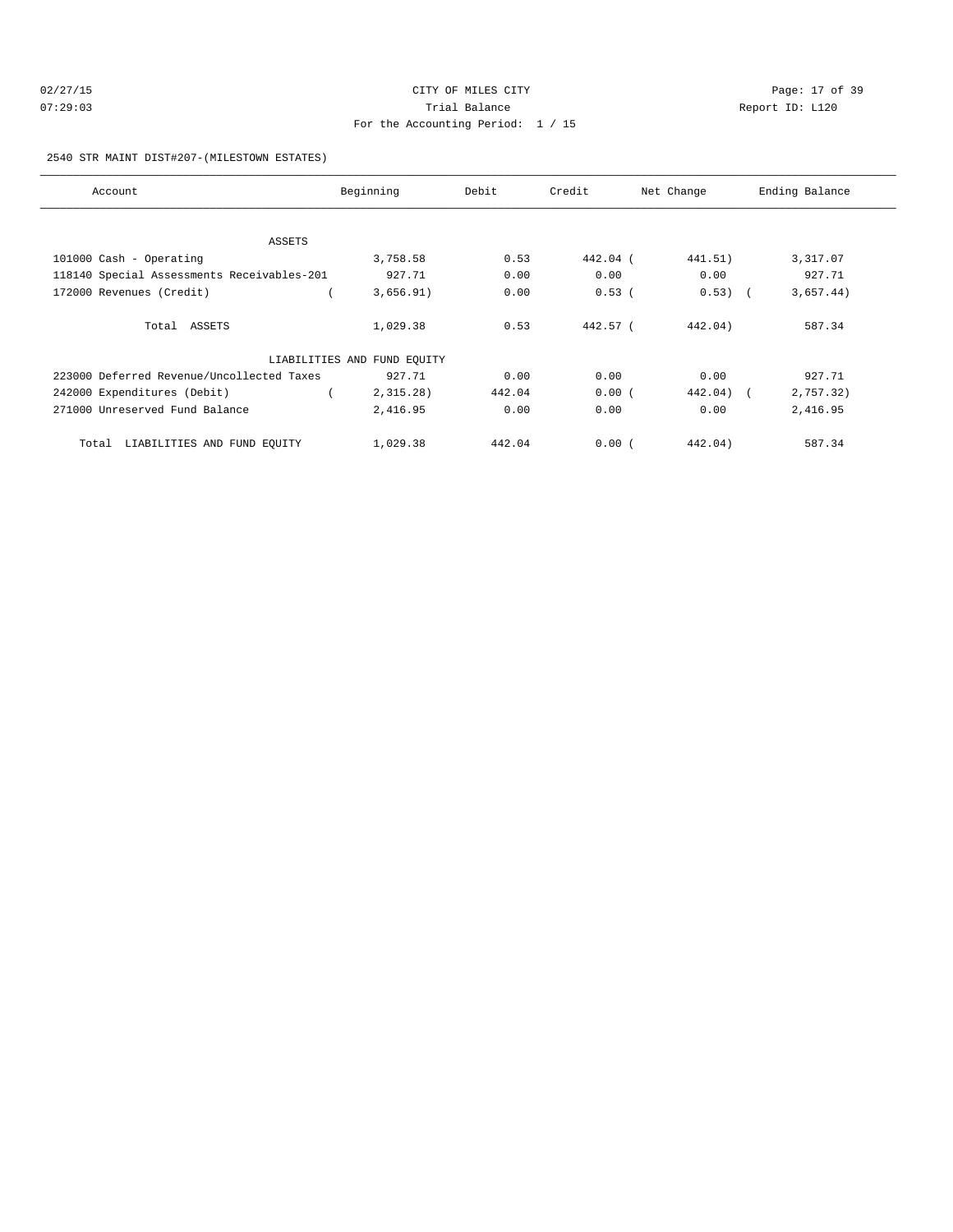CITY OF MILES CITY

Trial Balance

For the Accounting Period: 1 / 15

2540 STR MAINT DIST#207-(MILESTOWN ESTATES)

| Account | Beginning | Debit | Credit | Net Change | Ending Balance |
|---|---|---|---|---|---|
| ASSETS | | | | | |
| 101000 Cash - Operating | 3,758.58 | 0.53 | 442.04 | ( 441.51) | 3,317.07 |
| 118140 Special Assessments Receivables-201 | 927.71 | 0.00 | 0.00 | 0.00 | 927.71 |
| 172000 Revenues (Credit) | ( 3,656.91) | 0.00 | 0.53 | ( 0.53) | ( 3,657.44) |
| Total ASSETS | 1,029.38 | 0.53 | 442.57 | ( 442.04) | 587.34 |
| LIABILITIES AND FUND EQUITY | | | | | |
| 223000 Deferred Revenue/Uncollected Taxes | 927.71 | 0.00 | 0.00 | 0.00 | 927.71 |
| 242000 Expenditures (Debit) | ( 2,315.28) | 442.04 | 0.00 | ( 442.04) | ( 2,757.32) |
| 271000 Unreserved Fund Balance | 2,416.95 | 0.00 | 0.00 | 0.00 | 2,416.95 |
| Total LIABILITIES AND FUND EQUITY | 1,029.38 | 442.04 | 0.00 | ( 442.04) | 587.34 |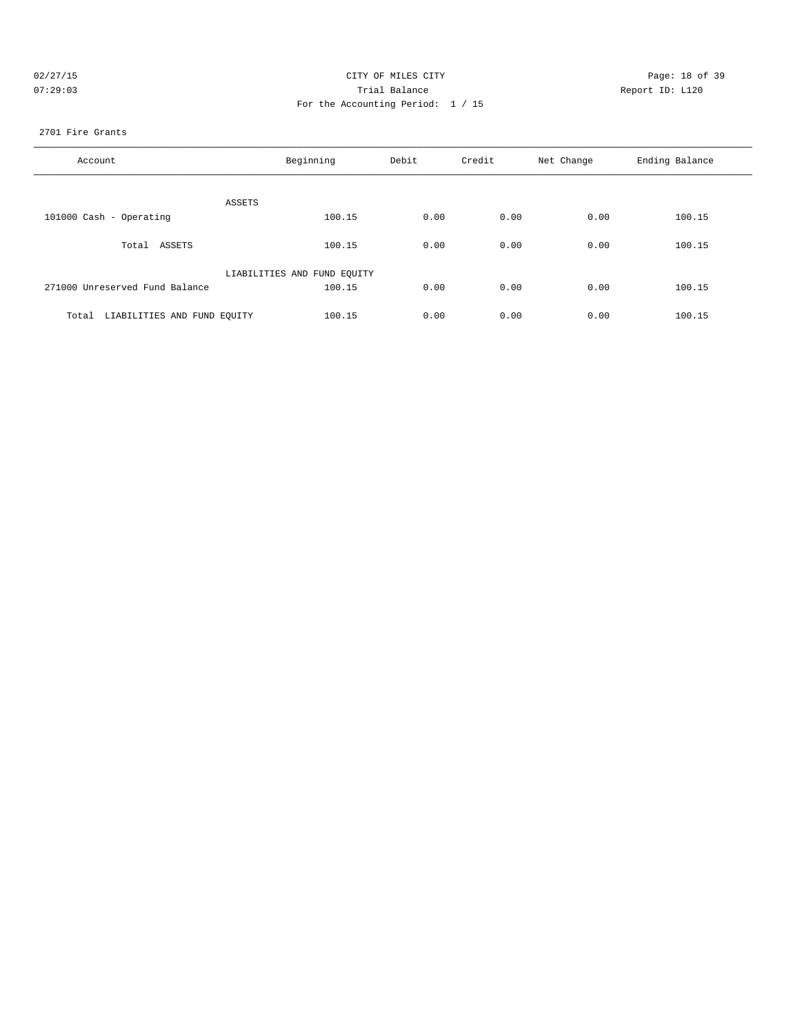CITY OF MILES CITY

Trial Balance

For the Accounting Period: 1 / 15

02/27/15
07:29:03

Report ID: L120

2701 Fire Grants

| Account | Beginning | Debit | Credit | Net Change | Ending Balance |
|---|---|---|---|---|---|
| ASSETS | | | | | |
| 101000 Cash - Operating | 100.15 | 0.00 | 0.00 | 0.00 | 100.15 |
| Total ASSETS | 100.15 | 0.00 | 0.00 | 0.00 | 100.15 |
| LIABILITIES AND FUND EQUITY | | | | | |
| 271000 Unreserved Fund Balance | 100.15 | 0.00 | 0.00 | 0.00 | 100.15 |
| Total LIABILITIES AND FUND EQUITY | 100.15 | 0.00 | 0.00 | 0.00 | 100.15 |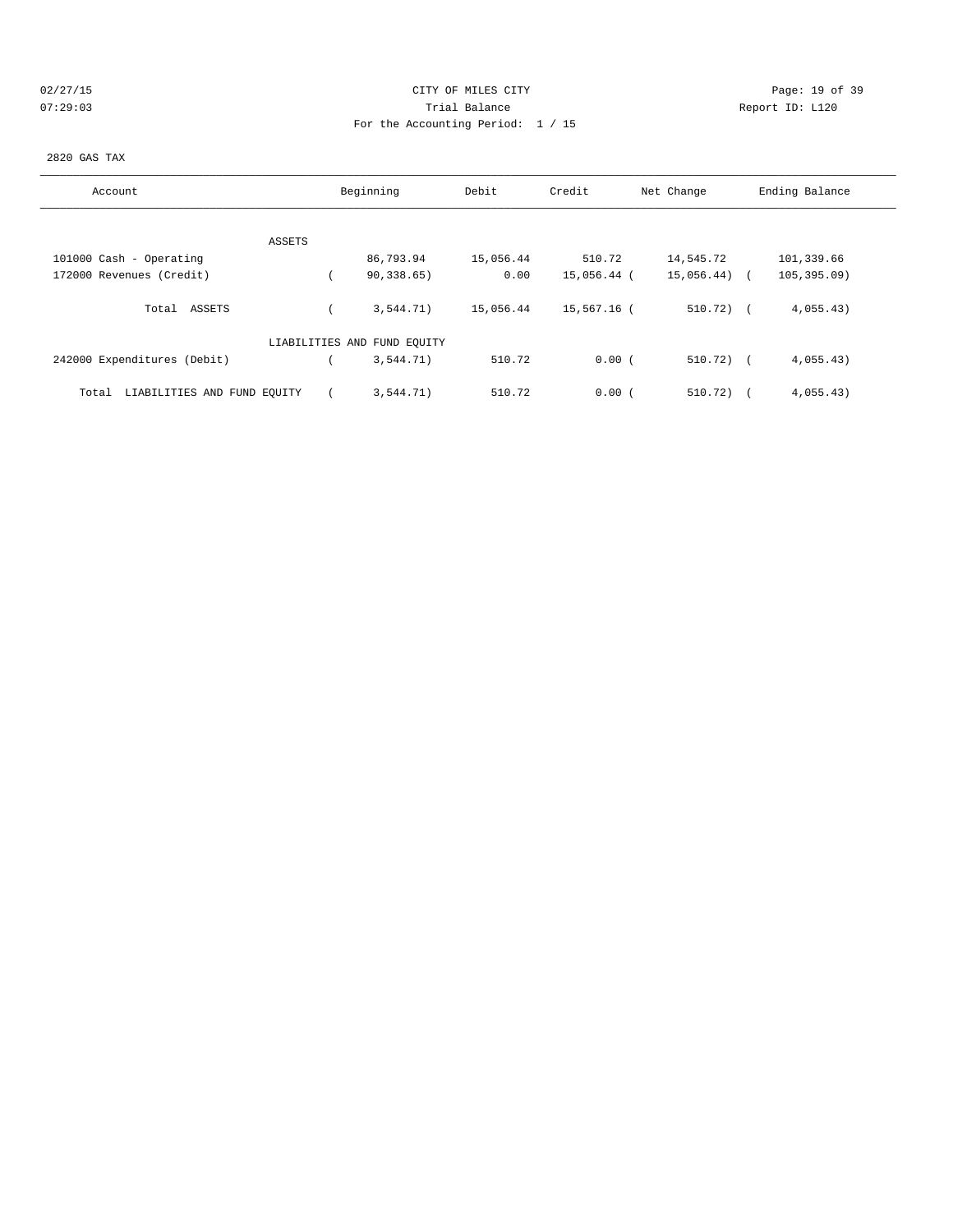CITY OF MILES CITY
Trial Balance
For the Accounting Period: 1 / 15

2820 GAS TAX

| Account | Beginning | Debit | Credit | Net Change | Ending Balance |
|---|---|---|---|---|---|
| ASSETS | | | | | |
| 101000 Cash - Operating | 86,793.94 | 15,056.44 | 510.72 | 14,545.72 | 101,339.66 |
| 172000 Revenues (Credit) | ( 90,338.65) | 0.00 | 15,056.44 | ( 15,056.44) | ( 105,395.09) |
| Total ASSETS | ( 3,544.71) | 15,056.44 | 15,567.16 | ( 510.72) | ( 4,055.43) |
| LIABILITIES AND FUND EQUITY | | | | | |
| 242000 Expenditures (Debit) | ( 3,544.71) | 510.72 | 0.00 | ( 510.72) | ( 4,055.43) |
| Total LIABILITIES AND FUND EQUITY | ( 3,544.71) | 510.72 | 0.00 | ( 510.72) | ( 4,055.43) |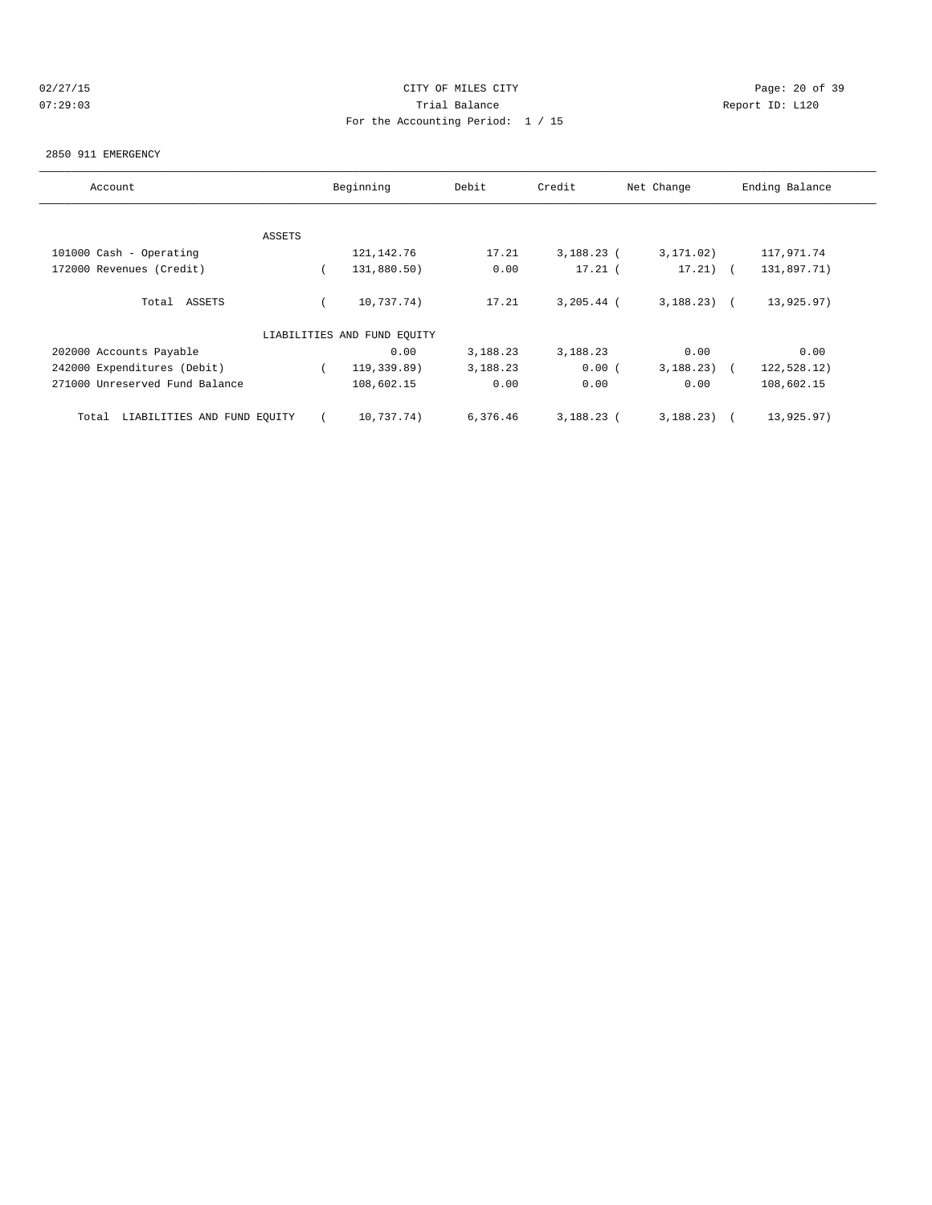CITY OF MILES CITY

Trial Balance

For the Accounting Period: 1 / 15

2850 911 EMERGENCY

| Account | Beginning | Debit | Credit | Net Change | Ending Balance |
|---|---|---|---|---|---|
| ASSETS | | | | | |
| 101000 Cash - Operating | 121,142.76 | 17.21 | 3,188.23 | (3,171.02) | 117,971.74 |
| 172000 Revenues (Credit) | (131,880.50) | 0.00 | 17.21 | (17.21) | (131,897.71) |
| Total ASSETS | (10,737.74) | 17.21 | 3,205.44 | (3,188.23) | (13,925.97) |
| LIABILITIES AND FUND EQUITY | | | | | |
| 202000 Accounts Payable | 0.00 | 3,188.23 | 3,188.23 | 0.00 | 0.00 |
| 242000 Expenditures (Debit) | (119,339.89) | 3,188.23 | 0.00 | (3,188.23) | (122,528.12) |
| 271000 Unreserved Fund Balance | 108,602.15 | 0.00 | 0.00 | 0.00 | 108,602.15 |
| Total LIABILITIES AND FUND EQUITY | (10,737.74) | 6,376.46 | 3,188.23 | (3,188.23) | (13,925.97) |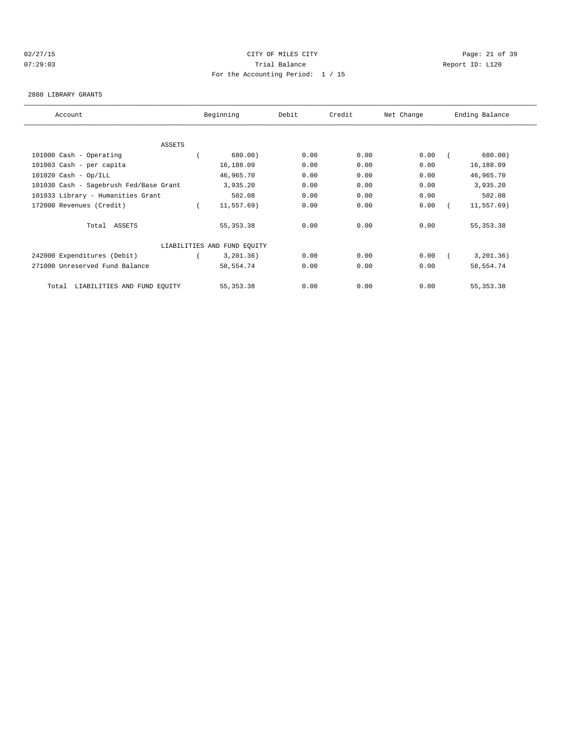CITY OF MILES CITY

Trial Balance

For the Accounting Period: 1 / 15

02/27/15 07:29:03 — Report ID: L120

2880 LIBRARY GRANTS

| Account | Beginning | Debit | Credit | Net Change | Ending Balance |
|---|---|---|---|---|---|
| ASSETS | | | | | |
| 101000 Cash - Operating | ( 680.00) | 0.00 | 0.00 | 0.00 | ( 680.00) |
| 101003 Cash - per capita | 16,188.09 | 0.00 | 0.00 | 0.00 | 16,188.09 |
| 101020 Cash - Op/ILL | 46,965.70 | 0.00 | 0.00 | 0.00 | 46,965.70 |
| 101030 Cash - Sagebrush Fed/Base Grant | 3,935.20 | 0.00 | 0.00 | 0.00 | 3,935.20 |
| 101033 Library - Humanities Grant | 502.08 | 0.00 | 0.00 | 0.00 | 502.08 |
| 172000 Revenues (Credit) | ( 11,557.69) | 0.00 | 0.00 | 0.00 | ( 11,557.69) |
| Total ASSETS | 55,353.38 | 0.00 | 0.00 | 0.00 | 55,353.38 |
| LIABILITIES AND FUND EQUITY | | | | | |
| 242000 Expenditures (Debit) | ( 3,201.36) | 0.00 | 0.00 | 0.00 | ( 3,201.36) |
| 271000 Unreserved Fund Balance | 58,554.74 | 0.00 | 0.00 | 0.00 | 58,554.74 |
| Total LIABILITIES AND FUND EQUITY | 55,353.38 | 0.00 | 0.00 | 0.00 | 55,353.38 |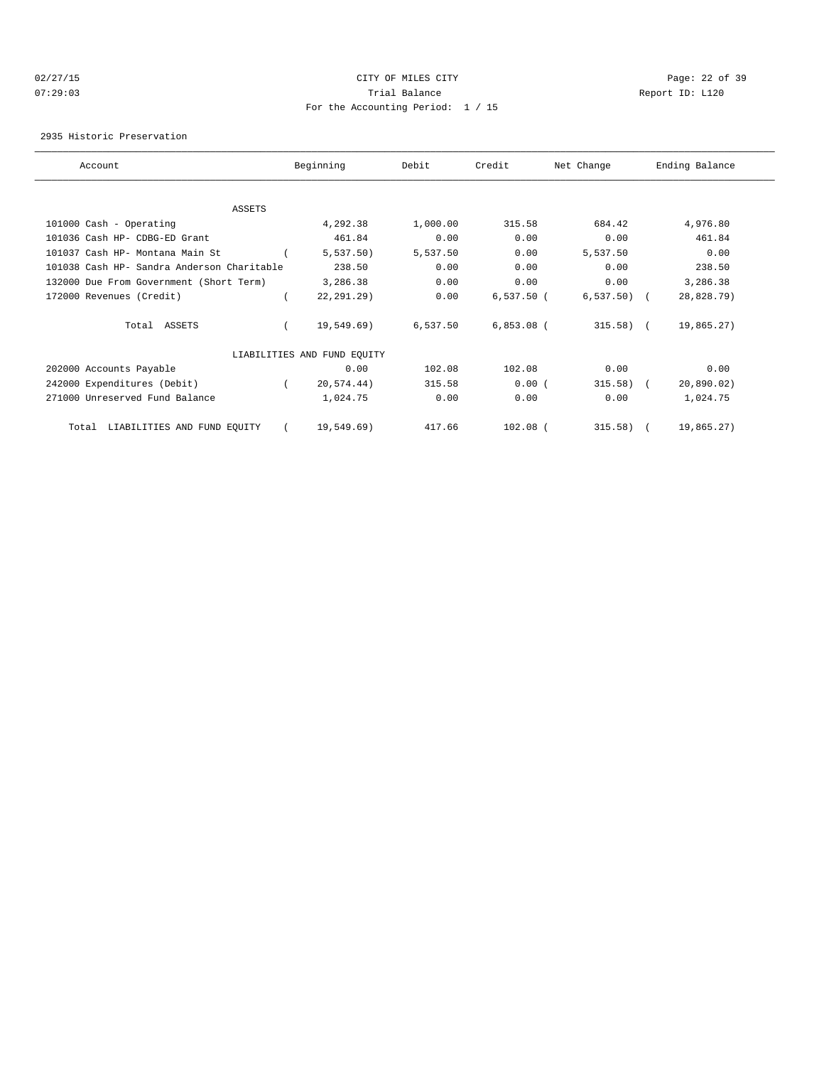02/27/15 CITY OF MILES CITY
07:29:03 Trial Balance Report ID: L120
For the Accounting Period: 1 / 15

2935 Historic Preservation

| Account | Beginning | Debit | Credit | Net Change | Ending Balance |
|---|---|---|---|---|---|
| **ASSETS** | | | | | |
| 101000 Cash - Operating | 4,292.38 | 1,000.00 | 315.58 | 684.42 | 4,976.80 |
| 101036 Cash HP- CDBG-ED Grant | 461.84 | 0.00 | 0.00 | 0.00 | 461.84 |
| 101037 Cash HP- Montana Main St | ( 5,537.50) | 5,537.50 | 0.00 | 5,537.50 | 0.00 |
| 101038 Cash HP- Sandra Anderson Charitable | 238.50 | 0.00 | 0.00 | 0.00 | 238.50 |
| 132000 Due From Government (Short Term) | 3,286.38 | 0.00 | 0.00 | 0.00 | 3,286.38 |
| 172000 Revenues (Credit) | ( 22,291.29) | 0.00 | 6,537.50 | ( 6,537.50) | ( 28,828.79) |
| Total ASSETS | ( 19,549.69) | 6,537.50 | 6,853.08 | ( 315.58) | ( 19,865.27) |
| **LIABILITIES AND FUND EQUITY** | | | | | |
| 202000 Accounts Payable | 0.00 | 102.08 | 102.08 | 0.00 | 0.00 |
| 242000 Expenditures (Debit) | ( 20,574.44) | 315.58 | 0.00 | ( 315.58) | ( 20,890.02) |
| 271000 Unreserved Fund Balance | 1,024.75 | 0.00 | 0.00 | 0.00 | 1,024.75 |
| Total LIABILITIES AND FUND EQUITY | ( 19,549.69) | 417.66 | 102.08 | ( 315.58) | ( 19,865.27) |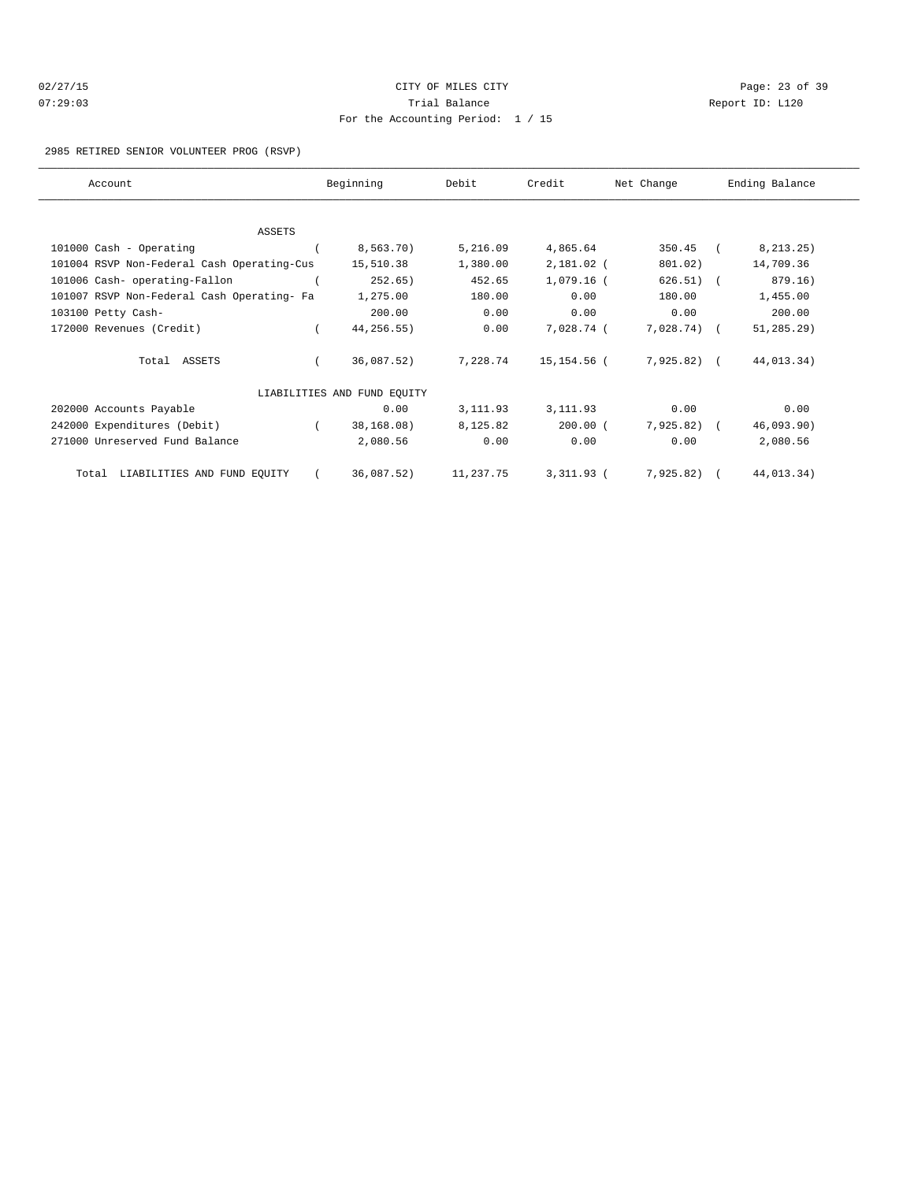CITY OF MILES CITY

Trial Balance

For the Accounting Period: 1 / 15

02/27/15 07:29:03 Report ID: L120

2985 RETIRED SENIOR VOLUNTEER PROG (RSVP)

| Account | Beginning | Debit | Credit | Net Change | Ending Balance |
|---|---|---|---|---|---|
| ASSETS | | | | | |
| 101000 Cash - Operating | ( 8,563.70) | 5,216.09 | 4,865.64 | 350.45 | ( 8,213.25) |
| 101004 RSVP Non-Federal Cash Operating-Cus | 15,510.38 | 1,380.00 | 2,181.02 | ( 801.02) | 14,709.36 |
| 101006 Cash- operating-Fallon | ( 252.65) | 452.65 | 1,079.16 | ( 626.51) | ( 879.16) |
| 101007 RSVP Non-Federal Cash Operating- Fa | 1,275.00 | 180.00 | 0.00 | 180.00 | 1,455.00 |
| 103100 Petty Cash- | 200.00 | 0.00 | 0.00 | 0.00 | 200.00 |
| 172000 Revenues (Credit) | ( 44,256.55) | 0.00 | 7,028.74 | ( 7,028.74) | ( 51,285.29) |
| Total ASSETS | ( 36,087.52) | 7,228.74 | 15,154.56 | ( 7,925.82) | ( 44,013.34) |
| LIABILITIES AND FUND EQUITY | | | | | |
| 202000 Accounts Payable | 0.00 | 3,111.93 | 3,111.93 | 0.00 | 0.00 |
| 242000 Expenditures (Debit) | ( 38,168.08) | 8,125.82 | 200.00 | ( 7,925.82) | ( 46,093.90) |
| 271000 Unreserved Fund Balance | 2,080.56 | 0.00 | 0.00 | 0.00 | 2,080.56 |
| Total LIABILITIES AND FUND EQUITY | ( 36,087.52) | 11,237.75 | 3,311.93 | ( 7,925.82) | ( 44,013.34) |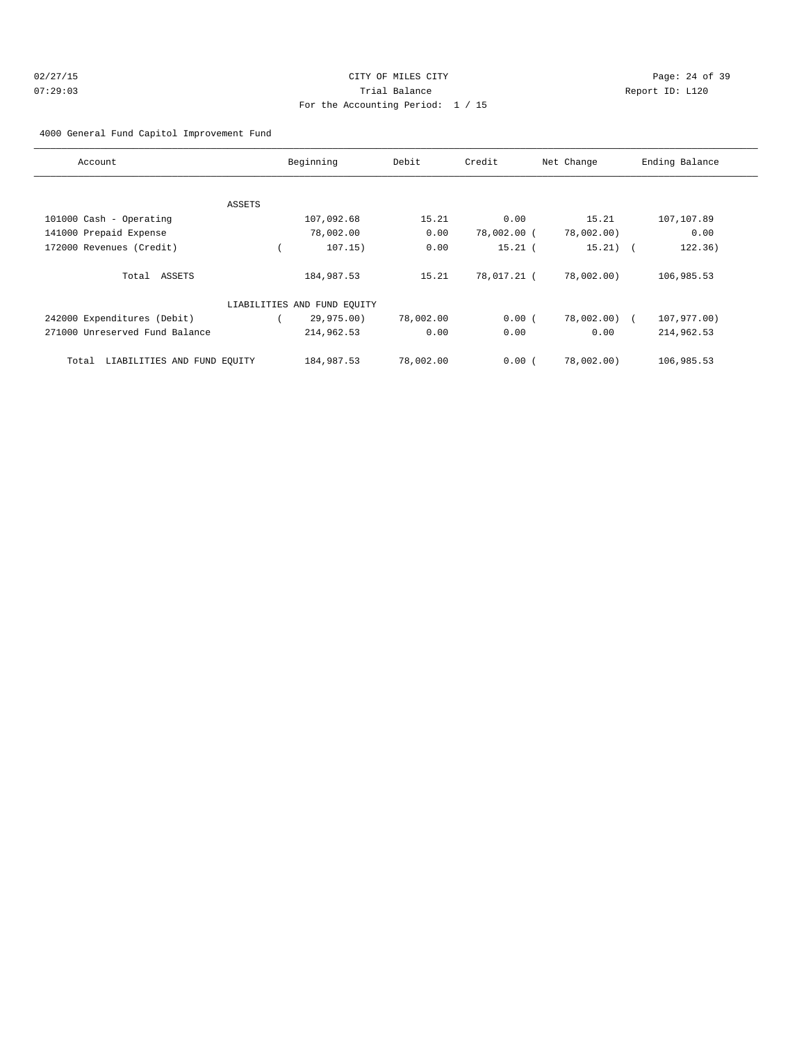CITY OF MILES CITY

Trial Balance

For the Accounting Period: 1 / 15

02/27/15
07:29:03

Report ID: L120

4000 General Fund Capitol Improvement Fund

| Account | Beginning | Debit | Credit | Net Change | Ending Balance |
|---|---|---|---|---|---|
| ASSETS | | | | | |
| 101000 Cash - Operating | 107,092.68 | 15.21 | 0.00 | 15.21 | 107,107.89 |
| 141000 Prepaid Expense | 78,002.00 | 0.00 | 78,002.00 | ( 78,002.00) | 0.00 |
| 172000 Revenues (Credit) | ( 107.15) | 0.00 | 15.21 | ( 15.21) | ( 122.36) |
| Total ASSETS | 184,987.53 | 15.21 | 78,017.21 | ( 78,002.00) | 106,985.53 |
| LIABILITIES AND FUND EQUITY | | | | | |
| 242000 Expenditures (Debit) | ( 29,975.00) | 78,002.00 | 0.00 | ( 78,002.00) | ( 107,977.00) |
| 271000 Unreserved Fund Balance | 214,962.53 | 0.00 | 0.00 | 0.00 | 214,962.53 |
| Total LIABILITIES AND FUND EQUITY | 184,987.53 | 78,002.00 | 0.00 | ( 78,002.00) | 106,985.53 |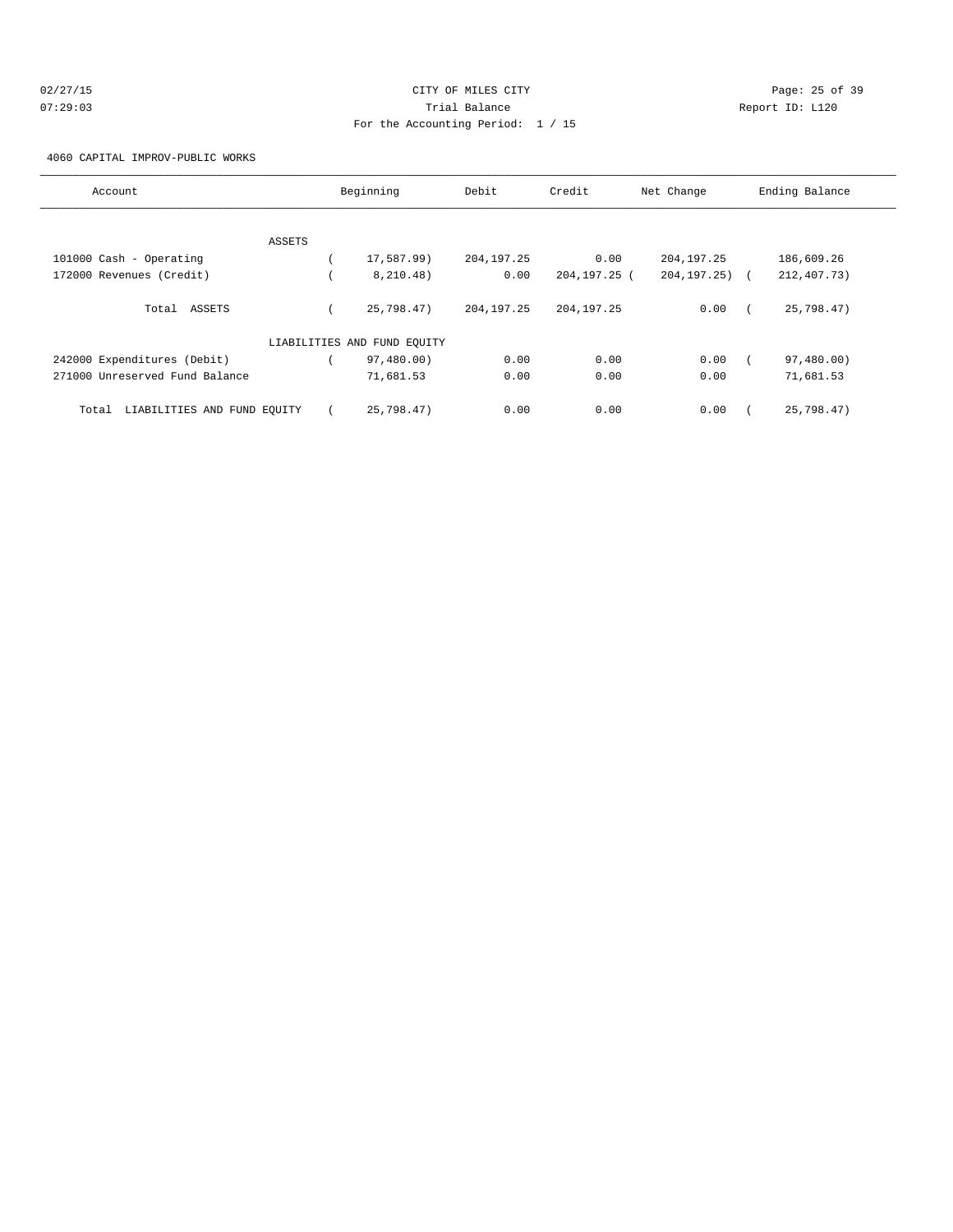CITY OF MILES CITY

Trial Balance

For the Accounting Period: 1 / 15

02/27/15 07:29:03 Report ID: L120

4060 CAPITAL IMPROV-PUBLIC WORKS

| Account | Beginning | Debit | Credit | Net Change | Ending Balance |
|---|---|---|---|---|---|
| ASSETS | | | | | |
| 101000 Cash - Operating | ( 17,587.99) | 204,197.25 | 0.00 | 204,197.25 | 186,609.26 |
| 172000 Revenues (Credit) | ( 8,210.48) | 0.00 | 204,197.25 | ( 204,197.25) | ( 212,407.73) |
| Total ASSETS | ( 25,798.47) | 204,197.25 | 204,197.25 | 0.00 | ( 25,798.47) |
| LIABILITIES AND FUND EQUITY | | | | | |
| 242000 Expenditures (Debit) | ( 97,480.00) | 0.00 | 0.00 | 0.00 | ( 97,480.00) |
| 271000 Unreserved Fund Balance | 71,681.53 | 0.00 | 0.00 | 0.00 | 71,681.53 |
| Total LIABILITIES AND FUND EQUITY | ( 25,798.47) | 0.00 | 0.00 | 0.00 | ( 25,798.47) |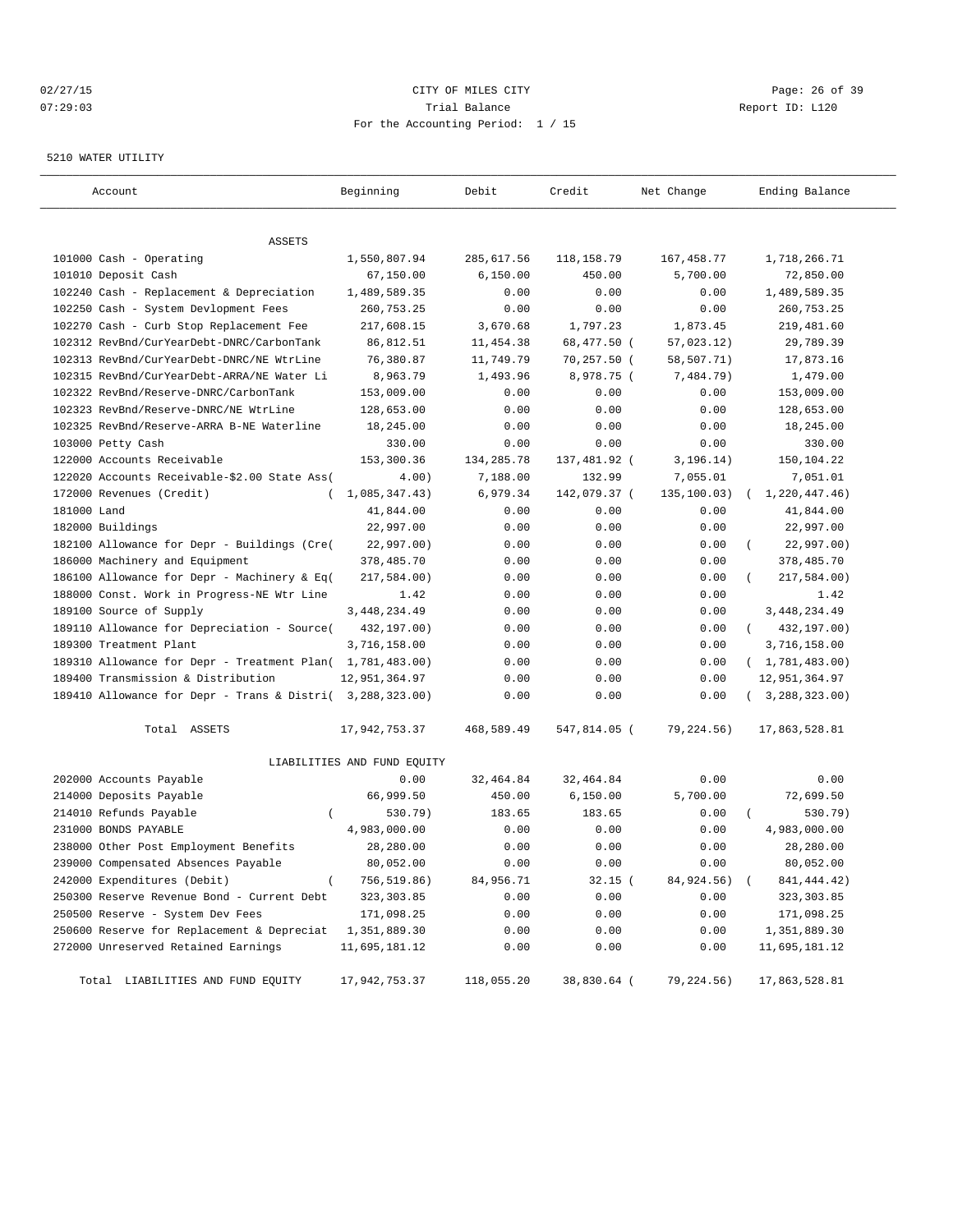CITY OF MILES CITY
Trial Balance
For the Accounting Period: 1 / 15

02/27/15
07:29:03

Report ID: L120

5210 WATER UTILITY

| Account | Beginning | Debit | Credit | Net Change | Ending Balance |
|---|---|---|---|---|---|
| ASSETS | | | | | |
| 101000 Cash - Operating | 1,550,807.94 | 285,617.56 | 118,158.79 | 167,458.77 | 1,718,266.71 |
| 101010 Deposit Cash | 67,150.00 | 6,150.00 | 450.00 | 5,700.00 | 72,850.00 |
| 102240 Cash - Replacement & Depreciation | 1,489,589.35 | 0.00 | 0.00 | 0.00 | 1,489,589.35 |
| 102250 Cash - System Devlopment Fees | 260,753.25 | 0.00 | 0.00 | 0.00 | 260,753.25 |
| 102270 Cash - Curb Stop Replacement Fee | 217,608.15 | 3,670.68 | 1,797.23 | 1,873.45 | 219,481.60 |
| 102312 RevBnd/CurYearDebt-DNRC/CarbonTank | 86,812.51 | 11,454.38 | 68,477.50 | (57,023.12) | 29,789.39 |
| 102313 RevBnd/CurYearDebt-DNRC/NE WtrLine | 76,380.87 | 11,749.79 | 70,257.50 | (58,507.71) | 17,873.16 |
| 102315 RevBnd/CurYearDebt-ARRA/NE Water Li | 8,963.79 | 1,493.96 | 8,978.75 | (7,484.79) | 1,479.00 |
| 102322 RevBnd/Reserve-DNRC/CarbonTank | 153,009.00 | 0.00 | 0.00 | 0.00 | 153,009.00 |
| 102323 RevBnd/Reserve-DNRC/NE WtrLine | 128,653.00 | 0.00 | 0.00 | 0.00 | 128,653.00 |
| 102325 RevBnd/Reserve-ARRA B-NE Waterline | 18,245.00 | 0.00 | 0.00 | 0.00 | 18,245.00 |
| 103000 Petty Cash | 330.00 | 0.00 | 0.00 | 0.00 | 330.00 |
| 122000 Accounts Receivable | 153,300.36 | 134,285.78 | 137,481.92 | (3,196.14) | 150,104.22 |
| 122020 Accounts Receivable-$2.00 State Ass( | 4.00) | 7,188.00 | 132.99 | 7,055.01 | 7,051.01 |
| 172000 Revenues (Credit) | (1,085,347.43) | 6,979.34 | 142,079.37 | (135,100.03) | (1,220,447.46) |
| 181000 Land | 41,844.00 | 0.00 | 0.00 | 0.00 | 41,844.00 |
| 182000 Buildings | 22,997.00 | 0.00 | 0.00 | 0.00 | 22,997.00 |
| 182100 Allowance for Depr - Buildings (Cre( | 22,997.00) | 0.00 | 0.00 | 0.00 | (22,997.00) |
| 186000 Machinery and Equipment | 378,485.70 | 0.00 | 0.00 | 0.00 | 378,485.70 |
| 186100 Allowance for Depr - Machinery & Eq( | 217,584.00) | 0.00 | 0.00 | 0.00 | (217,584.00) |
| 188000 Const. Work in Progress-NE Wtr Line | 1.42 | 0.00 | 0.00 | 0.00 | 1.42 |
| 189100 Source of Supply | 3,448,234.49 | 0.00 | 0.00 | 0.00 | 3,448,234.49 |
| 189110 Allowance for Depreciation - Source( | 432,197.00) | 0.00 | 0.00 | 0.00 | (432,197.00) |
| 189300 Treatment Plant | 3,716,158.00 | 0.00 | 0.00 | 0.00 | 3,716,158.00 |
| 189310 Allowance for Depr - Treatment Plan( | 1,781,483.00) | 0.00 | 0.00 | 0.00 | (1,781,483.00) |
| 189400 Transmission & Distribution | 12,951,364.97 | 0.00 | 0.00 | 0.00 | 12,951,364.97 |
| 189410 Allowance for Depr - Trans & Distri( | 3,288,323.00) | 0.00 | 0.00 | 0.00 | (3,288,323.00) |
| Total ASSETS | 17,942,753.37 | 468,589.49 | 547,814.05 | (79,224.56) | 17,863,528.81 |
| LIABILITIES AND FUND EQUITY | | | | | |
| 202000 Accounts Payable | 0.00 | 32,464.84 | 32,464.84 | 0.00 | 0.00 |
| 214000 Deposits Payable | 66,999.50 | 450.00 | 6,150.00 | 5,700.00 | 72,699.50 |
| 214010 Refunds Payable | (530.79) | 183.65 | 183.65 | 0.00 | (530.79) |
| 231000 BONDS PAYABLE | 4,983,000.00 | 0.00 | 0.00 | 0.00 | 4,983,000.00 |
| 238000 Other Post Employment Benefits | 28,280.00 | 0.00 | 0.00 | 0.00 | 28,280.00 |
| 239000 Compensated Absences Payable | 80,052.00 | 0.00 | 0.00 | 0.00 | 80,052.00 |
| 242000 Expenditures (Debit) | (756,519.86) | 84,956.71 | 32.15 | (84,924.56) | (841,444.42) |
| 250300 Reserve Revenue Bond - Current Debt | 323,303.85 | 0.00 | 0.00 | 0.00 | 323,303.85 |
| 250500 Reserve - System Dev Fees | 171,098.25 | 0.00 | 0.00 | 0.00 | 171,098.25 |
| 250600 Reserve for Replacement & Depreciat | 1,351,889.30 | 0.00 | 0.00 | 0.00 | 1,351,889.30 |
| 272000 Unreserved Retained Earnings | 11,695,181.12 | 0.00 | 0.00 | 0.00 | 11,695,181.12 |
| Total LIABILITIES AND FUND EQUITY | 17,942,753.37 | 118,055.20 | 38,830.64 | (79,224.56) | 17,863,528.81 |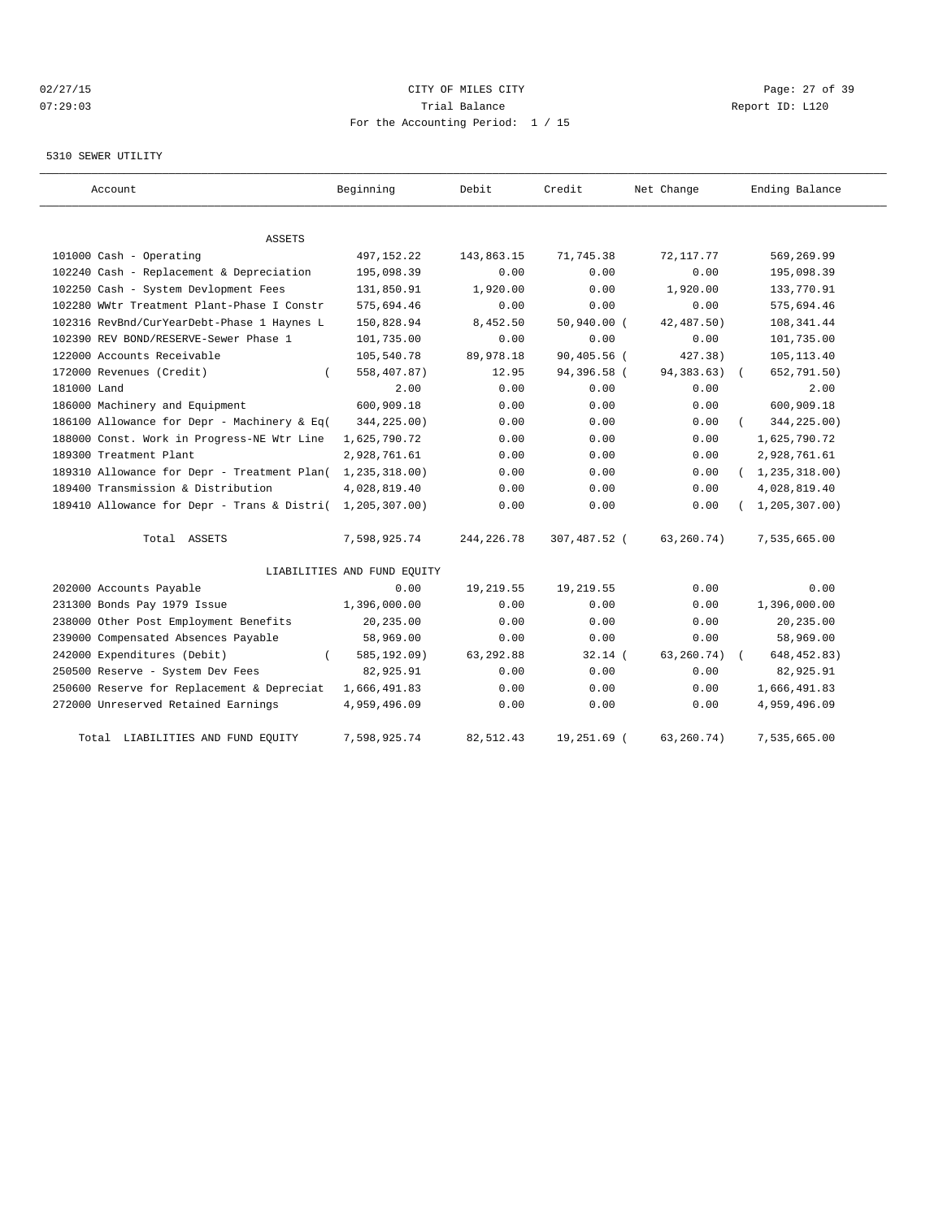CITY OF MILES CITY

Trial Balance

For the Accounting Period: 1 / 15

02/27/15 07:29:03 Report ID: L120

5310 SEWER UTILITY

| Account | Beginning | Debit | Credit | Net Change | Ending Balance |
|---|---|---|---|---|---|
| ASSETS | | | | | |
| 101000 Cash - Operating | 497,152.22 | 143,863.15 | 71,745.38 | 72,117.77 | 569,269.99 |
| 102240 Cash - Replacement & Depreciation | 195,098.39 | 0.00 | 0.00 | 0.00 | 195,098.39 |
| 102250 Cash - System Devlopment Fees | 131,850.91 | 1,920.00 | 0.00 | 1,920.00 | 133,770.91 |
| 102280 WWtr Treatment Plant-Phase I Constr | 575,694.46 | 0.00 | 0.00 | 0.00 | 575,694.46 |
| 102316 RevBnd/CurYearDebt-Phase 1 Haynes L | 150,828.94 | 8,452.50 | 50,940.00 | (42,487.50) | 108,341.44 |
| 102390 REV BOND/RESERVE-Sewer Phase 1 | 101,735.00 | 0.00 | 0.00 | 0.00 | 101,735.00 |
| 122000 Accounts Receivable | 105,540.78 | 89,978.18 | 90,405.56 | (427.38) | 105,113.40 |
| 172000 Revenues (Credit) | (558,407.87) | 12.95 | 94,396.58 | (94,383.63) | (652,791.50) |
| 181000 Land | 2.00 | 0.00 | 0.00 | 0.00 | 2.00 |
| 186000 Machinery and Equipment | 600,909.18 | 0.00 | 0.00 | 0.00 | 600,909.18 |
| 186100 Allowance for Depr - Machinery & Eq | (344,225.00) | 0.00 | 0.00 | 0.00 | (344,225.00) |
| 188000 Const. Work in Progress-NE Wtr Line | 1,625,790.72 | 0.00 | 0.00 | 0.00 | 1,625,790.72 |
| 189300 Treatment Plant | 2,928,761.61 | 0.00 | 0.00 | 0.00 | 2,928,761.61 |
| 189310 Allowance for Depr - Treatment Plan | (1,235,318.00) | 0.00 | 0.00 | 0.00 | (1,235,318.00) |
| 189400 Transmission & Distribution | 4,028,819.40 | 0.00 | 0.00 | 0.00 | 4,028,819.40 |
| 189410 Allowance for Depr - Trans & Distri | (1,205,307.00) | 0.00 | 0.00 | 0.00 | (1,205,307.00) |
| Total ASSETS | 7,598,925.74 | 244,226.78 | 307,487.52 | (63,260.74) | 7,535,665.00 |
| LIABILITIES AND FUND EQUITY | | | | | |
| 202000 Accounts Payable | 0.00 | 19,219.55 | 19,219.55 | 0.00 | 0.00 |
| 231300 Bonds Pay 1979 Issue | 1,396,000.00 | 0.00 | 0.00 | 0.00 | 1,396,000.00 |
| 238000 Other Post Employment Benefits | 20,235.00 | 0.00 | 0.00 | 0.00 | 20,235.00 |
| 239000 Compensated Absences Payable | 58,969.00 | 0.00 | 0.00 | 0.00 | 58,969.00 |
| 242000 Expenditures (Debit) | (585,192.09) | 63,292.88 | 32.14 | (63,260.74) | (648,452.83) |
| 250500 Reserve - System Dev Fees | 82,925.91 | 0.00 | 0.00 | 0.00 | 82,925.91 |
| 250600 Reserve for Replacement & Depreciat | 1,666,491.83 | 0.00 | 0.00 | 0.00 | 1,666,491.83 |
| 272000 Unreserved Retained Earnings | 4,959,496.09 | 0.00 | 0.00 | 0.00 | 4,959,496.09 |
| Total LIABILITIES AND FUND EQUITY | 7,598,925.74 | 82,512.43 | 19,251.69 | (63,260.74) | 7,535,665.00 |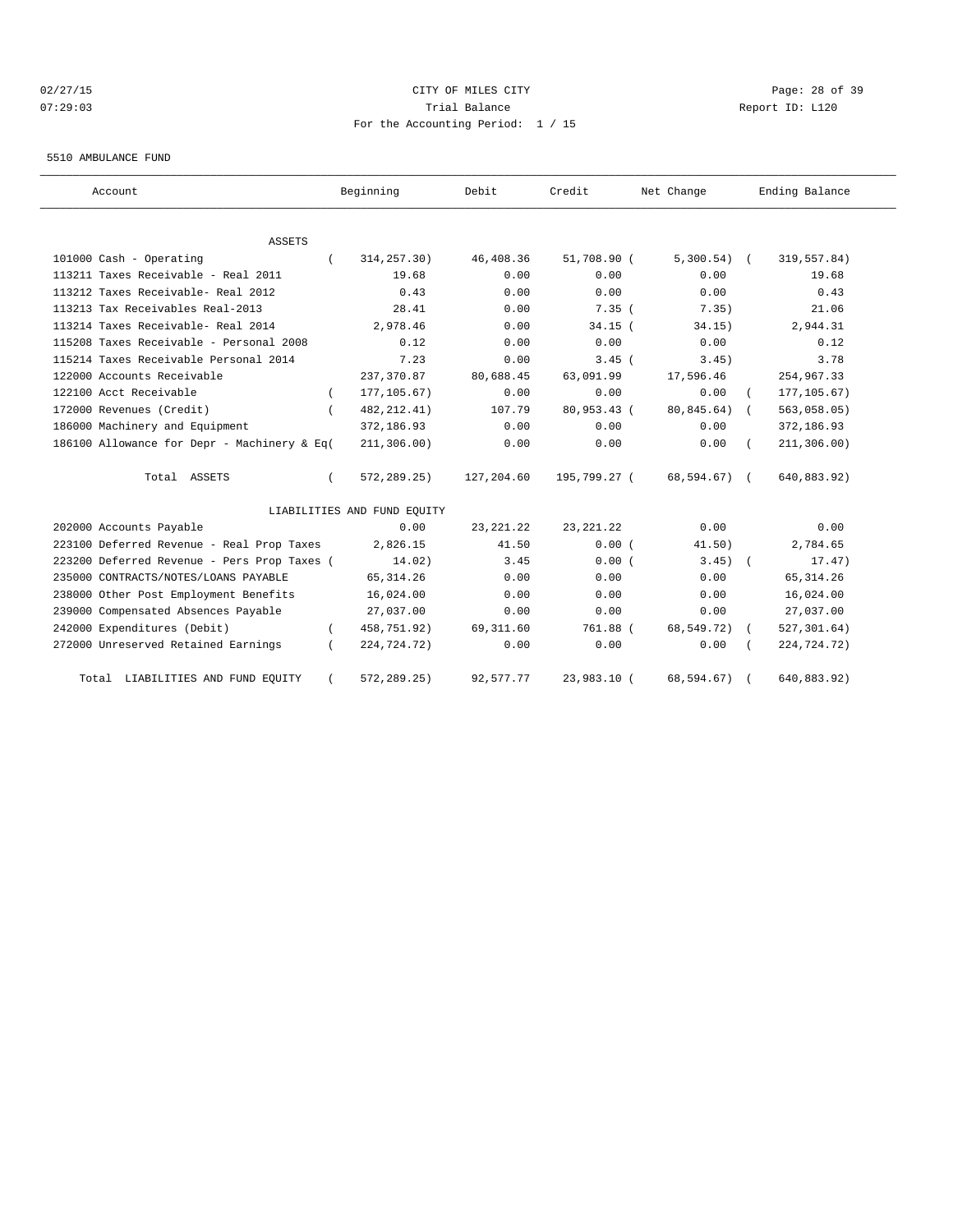CITY OF MILES CITY

Trial Balance

For the Accounting Period: 1 / 15

5510 AMBULANCE FUND

| Account | Beginning | Debit | Credit | Net Change | Ending Balance |
|---|---|---|---|---|---|
| ASSETS | | | | | |
| 101000 Cash - Operating | ( 314,257.30) | 46,408.36 | 51,708.90 | ( 5,300.54) | ( 319,557.84) |
| 113211 Taxes Receivable - Real 2011 | 19.68 | 0.00 | 0.00 | 0.00 | 19.68 |
| 113212 Taxes Receivable- Real 2012 | 0.43 | 0.00 | 0.00 | 0.00 | 0.43 |
| 113213 Tax Receivables Real-2013 | 28.41 | 0.00 | 7.35 | ( 7.35) | 21.06 |
| 113214 Taxes Receivable- Real 2014 | 2,978.46 | 0.00 | 34.15 | ( 34.15) | 2,944.31 |
| 115208 Taxes Receivable - Personal 2008 | 0.12 | 0.00 | 0.00 | 0.00 | 0.12 |
| 115214 Taxes Receivable Personal 2014 | 7.23 | 0.00 | 3.45 | ( 3.45) | 3.78 |
| 122000 Accounts Receivable | 237,370.87 | 80,688.45 | 63,091.99 | 17,596.46 | 254,967.33 |
| 122100 Acct Receivable | ( 177,105.67) | 0.00 | 0.00 | 0.00 | ( 177,105.67) |
| 172000 Revenues (Credit) | ( 482,212.41) | 107.79 | 80,953.43 | ( 80,845.64) | ( 563,058.05) |
| 186000 Machinery and Equipment | 372,186.93 | 0.00 | 0.00 | 0.00 | 372,186.93 |
| 186100 Allowance for Depr - Machinery & Eq( | 211,306.00) | 0.00 | 0.00 | 0.00 | ( 211,306.00) |
| Total ASSETS | ( 572,289.25) | 127,204.60 | 195,799.27 | ( 68,594.67) | ( 640,883.92) |
| LIABILITIES AND FUND EQUITY | | | | | |
| 202000 Accounts Payable | 0.00 | 23,221.22 | 23,221.22 | 0.00 | 0.00 |
| 223100 Deferred Revenue - Real Prop Taxes | 2,826.15 | 41.50 | 0.00 | ( 41.50) | 2,784.65 |
| 223200 Deferred Revenue - Pers Prop Taxes ( | 14.02) | 3.45 | 0.00 | ( 3.45) | ( 17.47) |
| 235000 CONTRACTS/NOTES/LOANS PAYABLE | 65,314.26 | 0.00 | 0.00 | 0.00 | 65,314.26 |
| 238000 Other Post Employment Benefits | 16,024.00 | 0.00 | 0.00 | 0.00 | 16,024.00 |
| 239000 Compensated Absences Payable | 27,037.00 | 0.00 | 0.00 | 0.00 | 27,037.00 |
| 242000 Expenditures (Debit) | ( 458,751.92) | 69,311.60 | 761.88 | ( 68,549.72) | ( 527,301.64) |
| 272000 Unreserved Retained Earnings | ( 224,724.72) | 0.00 | 0.00 | 0.00 | ( 224,724.72) |
| Total LIABILITIES AND FUND EQUITY | ( 572,289.25) | 92,577.77 | 23,983.10 | ( 68,594.67) | ( 640,883.92) |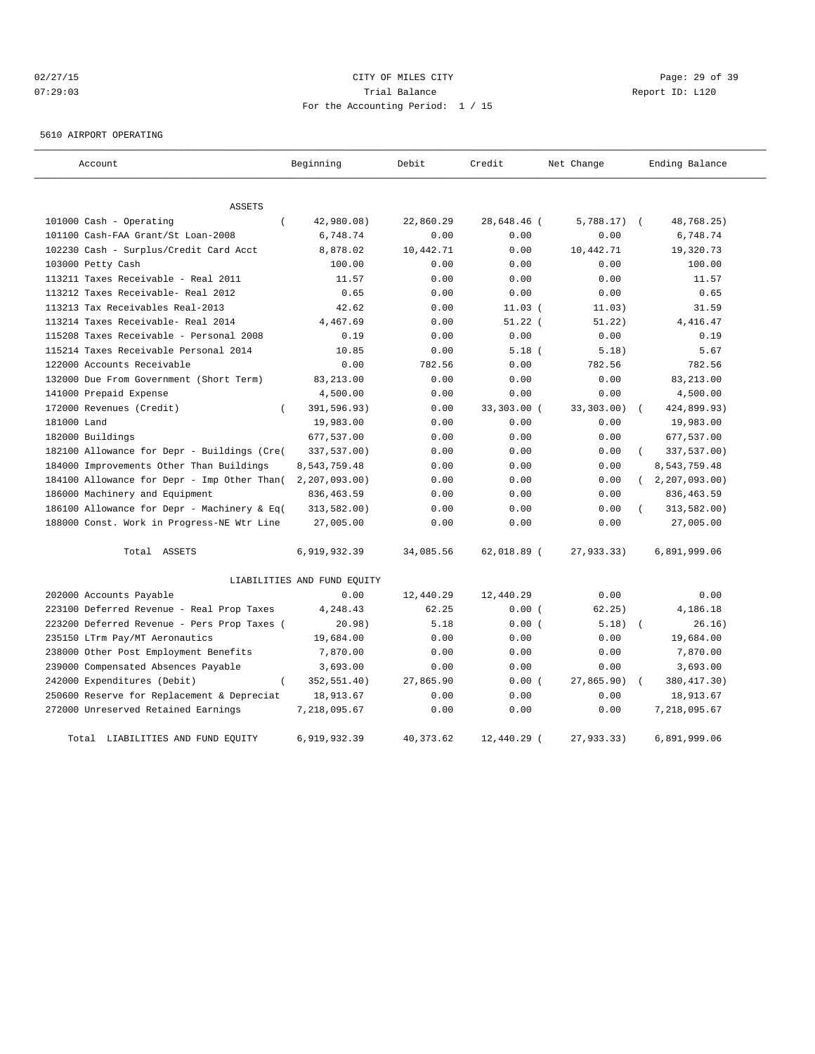CITY OF MILES CITY
Trial Balance
For the Accounting Period: 1 / 15

02/27/15
07:29:03

Report ID: L120

5610 AIRPORT OPERATING

| Account | Beginning | Debit | Credit | Net Change | Ending Balance |
|---|---|---|---|---|---|
| **ASSETS** | | | | | |
| 101000 Cash - Operating | ( 42,980.08) | 22,860.29 | 28,648.46 | ( 5,788.17) | ( 48,768.25) |
| 101100 Cash-FAA Grant/St Loan-2008 | 6,748.74 | 0.00 | 0.00 | 0.00 | 6,748.74 |
| 102230 Cash - Surplus/Credit Card Acct | 8,878.02 | 10,442.71 | 0.00 | 10,442.71 | 19,320.73 |
| 103000 Petty Cash | 100.00 | 0.00 | 0.00 | 0.00 | 100.00 |
| 113211 Taxes Receivable - Real 2011 | 11.57 | 0.00 | 0.00 | 0.00 | 11.57 |
| 113212 Taxes Receivable- Real 2012 | 0.65 | 0.00 | 0.00 | 0.00 | 0.65 |
| 113213 Tax Receivables Real-2013 | 42.62 | 0.00 | 11.03 | ( 11.03) | 31.59 |
| 113214 Taxes Receivable- Real 2014 | 4,467.69 | 0.00 | 51.22 | ( 51.22) | 4,416.47 |
| 115208 Taxes Receivable - Personal 2008 | 0.19 | 0.00 | 0.00 | 0.00 | 0.19 |
| 115214 Taxes Receivable Personal 2014 | 10.85 | 0.00 | 5.18 | ( 5.18) | 5.67 |
| 122000 Accounts Receivable | 0.00 | 782.56 | 0.00 | 782.56 | 782.56 |
| 132000 Due From Government (Short Term) | 83,213.00 | 0.00 | 0.00 | 0.00 | 83,213.00 |
| 141000 Prepaid Expense | 4,500.00 | 0.00 | 0.00 | 0.00 | 4,500.00 |
| 172000 Revenues (Credit) | ( 391,596.93) | 0.00 | 33,303.00 | ( 33,303.00) | ( 424,899.93) |
| 181000 Land | 19,983.00 | 0.00 | 0.00 | 0.00 | 19,983.00 |
| 182000 Buildings | 677,537.00 | 0.00 | 0.00 | 0.00 | 677,537.00 |
| 182100 Allowance for Depr - Buildings (Cre( | 337,537.00) | 0.00 | 0.00 | 0.00 | ( 337,537.00) |
| 184000 Improvements Other Than Buildings | 8,543,759.48 | 0.00 | 0.00 | 0.00 | 8,543,759.48 |
| 184100 Allowance for Depr - Imp Other Than( | 2,207,093.00) | 0.00 | 0.00 | 0.00 | ( 2,207,093.00) |
| 186000 Machinery and Equipment | 836,463.59 | 0.00 | 0.00 | 0.00 | 836,463.59 |
| 186100 Allowance for Depr - Machinery & Eq( | 313,582.00) | 0.00 | 0.00 | 0.00 | ( 313,582.00) |
| 188000 Const. Work in Progress-NE Wtr Line | 27,005.00 | 0.00 | 0.00 | 0.00 | 27,005.00 |
| Total ASSETS | 6,919,932.39 | 34,085.56 | 62,018.89 | ( 27,933.33) | 6,891,999.06 |
| **LIABILITIES AND FUND EQUITY** | | | | | |
| 202000 Accounts Payable | 0.00 | 12,440.29 | 12,440.29 | 0.00 | 0.00 |
| 223100 Deferred Revenue - Real Prop Taxes | 4,248.43 | 62.25 | 0.00 | ( 62.25) | 4,186.18 |
| 223200 Deferred Revenue - Pers Prop Taxes ( | 20.98) | 5.18 | 0.00 | ( 5.18) | ( 26.16) |
| 235150 LTrm Pay/MT Aeronautics | 19,684.00 | 0.00 | 0.00 | 0.00 | 19,684.00 |
| 238000 Other Post Employment Benefits | 7,870.00 | 0.00 | 0.00 | 0.00 | 7,870.00 |
| 239000 Compensated Absences Payable | 3,693.00 | 0.00 | 0.00 | 0.00 | 3,693.00 |
| 242000 Expenditures (Debit) | ( 352,551.40) | 27,865.90 | 0.00 | ( 27,865.90) | ( 380,417.30) |
| 250600 Reserve for Replacement & Depreciat | 18,913.67 | 0.00 | 0.00 | 0.00 | 18,913.67 |
| 272000 Unreserved Retained Earnings | 7,218,095.67 | 0.00 | 0.00 | 0.00 | 7,218,095.67 |
| Total LIABILITIES AND FUND EQUITY | 6,919,932.39 | 40,373.62 | 12,440.29 | ( 27,933.33) | 6,891,999.06 |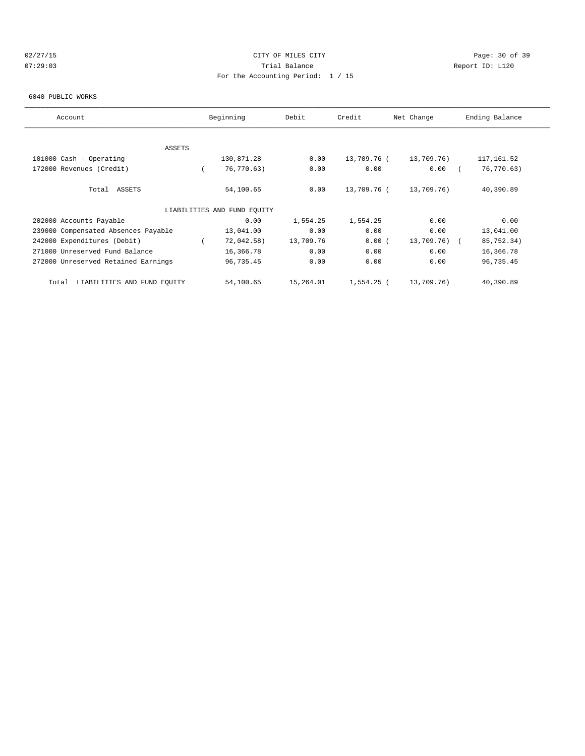CITY OF MILES CITY

Trial Balance

For the Accounting Period: 1 / 15

02/27/15 07:29:03 Report ID: L120

6040 PUBLIC WORKS

| Account | Beginning | Debit | Credit | Net Change | Ending Balance |
|---|---|---|---|---|---|
| ASSETS | | | | | |
| 101000 Cash - Operating | 130,871.28 | 0.00 | 13,709.76 | ( 13,709.76) | 117,161.52 |
| 172000 Revenues (Credit) | ( 76,770.63) | 0.00 | 0.00 | 0.00 | ( 76,770.63) |
| Total ASSETS | 54,100.65 | 0.00 | 13,709.76 | ( 13,709.76) | 40,390.89 |
| LIABILITIES AND FUND EQUITY | | | | | |
| 202000 Accounts Payable | 0.00 | 1,554.25 | 1,554.25 | 0.00 | 0.00 |
| 239000 Compensated Absences Payable | 13,041.00 | 0.00 | 0.00 | 0.00 | 13,041.00 |
| 242000 Expenditures (Debit) | ( 72,042.58) | 13,709.76 | 0.00 | ( 13,709.76) | ( 85,752.34) |
| 271000 Unreserved Fund Balance | 16,366.78 | 0.00 | 0.00 | 0.00 | 16,366.78 |
| 272000 Unreserved Retained Earnings | 96,735.45 | 0.00 | 0.00 | 0.00 | 96,735.45 |
| Total LIABILITIES AND FUND EQUITY | 54,100.65 | 15,264.01 | 1,554.25 | ( 13,709.76) | 40,390.89 |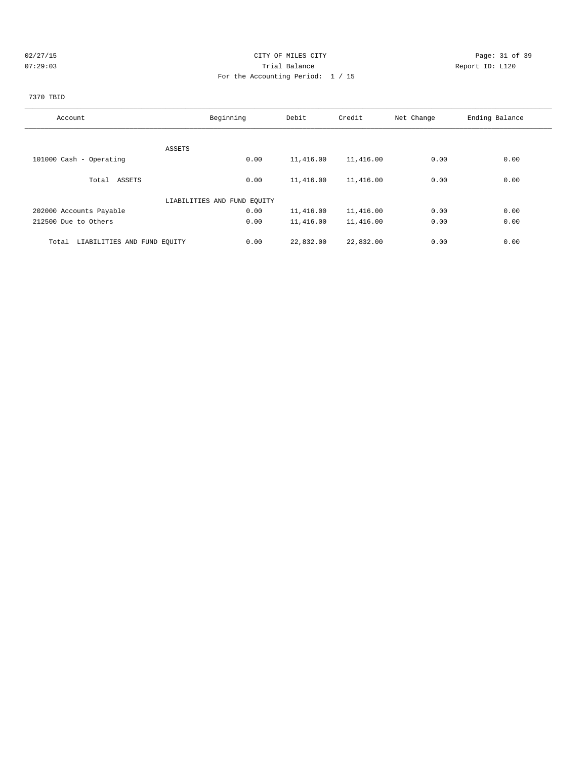CITY OF MILES CITY

Trial Balance

For the Accounting Period: 1 / 15

7370 TBID

| Account | Beginning | Debit | Credit | Net Change | Ending Balance |
|---|---|---|---|---|---|
| ASSETS | | | | | |
| 101000 Cash - Operating | 0.00 | 11,416.00 | 11,416.00 | 0.00 | 0.00 |
| Total ASSETS | 0.00 | 11,416.00 | 11,416.00 | 0.00 | 0.00 |
| LIABILITIES AND FUND EQUITY | | | | | |
| 202000 Accounts Payable | 0.00 | 11,416.00 | 11,416.00 | 0.00 | 0.00 |
| 212500 Due to Others | 0.00 | 11,416.00 | 11,416.00 | 0.00 | 0.00 |
| Total LIABILITIES AND FUND EQUITY | 0.00 | 22,832.00 | 22,832.00 | 0.00 | 0.00 |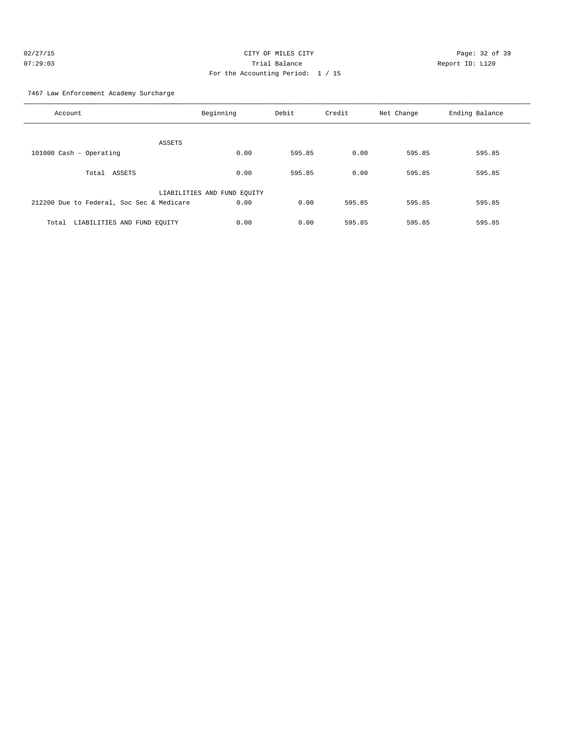CITY OF MILES CITY

Trial Balance

For the Accounting Period: 1 / 15

7467 Law Enforcement Academy Surcharge

| Account | Beginning | Debit | Credit | Net Change | Ending Balance |
|---|---|---|---|---|---|
| ASSETS | | | | | |
| 101000 Cash - Operating | 0.00 | 595.85 | 0.00 | 595.85 | 595.85 |
| Total ASSETS | 0.00 | 595.85 | 0.00 | 595.85 | 595.85 |
| LIABILITIES AND FUND EQUITY | | | | | |
| 212200 Due to Federal, Soc Sec & Medicare | 0.00 | 0.00 | 595.85 | 595.85 | 595.85 |
| Total LIABILITIES AND FUND EQUITY | 0.00 | 0.00 | 595.85 | 595.85 | 595.85 |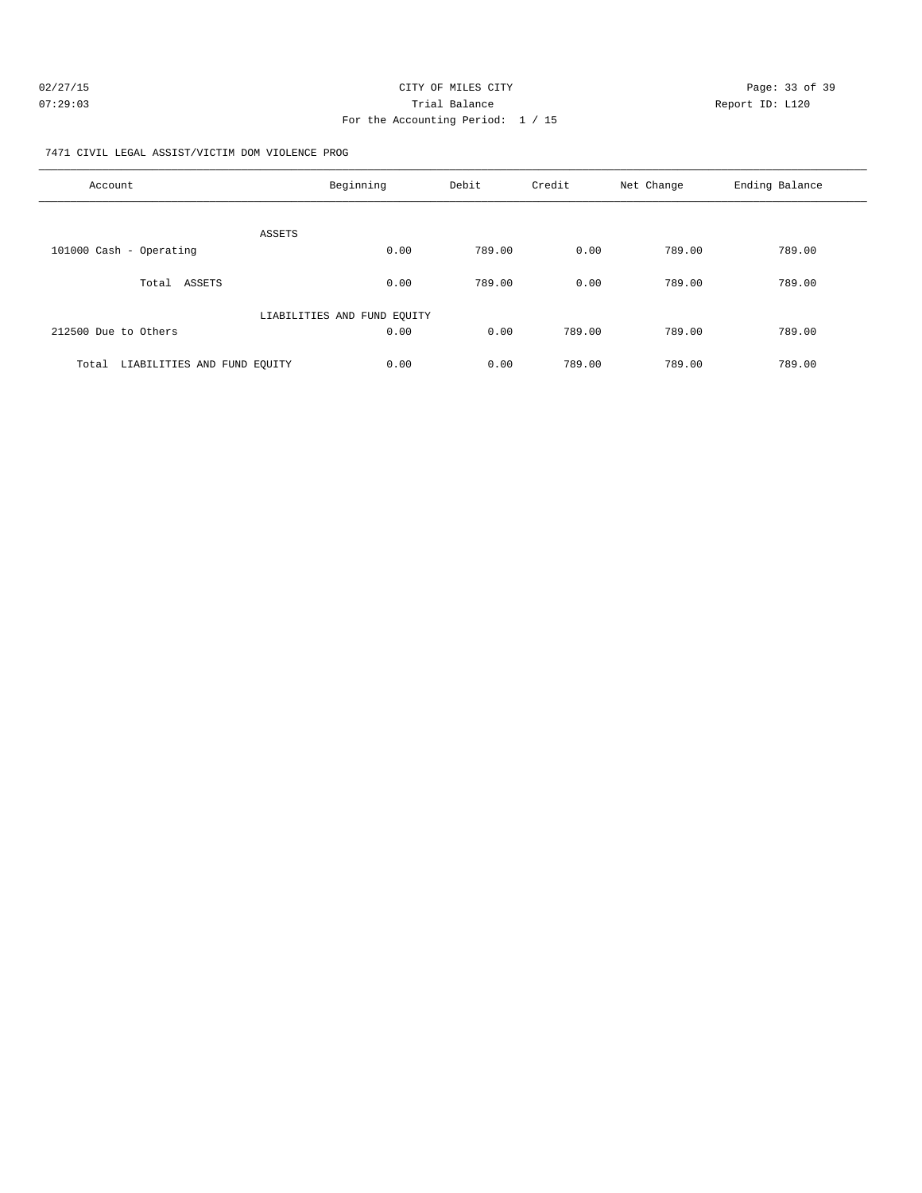CITY OF MILES CITY
Trial Balance
For the Accounting Period: 1 / 15

02/27/15
07:29:03

Report ID: L120

7471 CIVIL LEGAL ASSIST/VICTIM DOM VIOLENCE PROG

| Account | Beginning | Debit | Credit | Net Change | Ending Balance |
|---|---|---|---|---|---|
| ASSETS | | | | | |
| 101000 Cash - Operating | 0.00 | 789.00 | 0.00 | 789.00 | 789.00 |
| Total ASSETS | 0.00 | 789.00 | 0.00 | 789.00 | 789.00 |
| LIABILITIES AND FUND EQUITY | | | | | |
| 212500 Due to Others | 0.00 | 0.00 | 789.00 | 789.00 | 789.00 |
| Total LIABILITIES AND FUND EQUITY | 0.00 | 0.00 | 789.00 | 789.00 | 789.00 |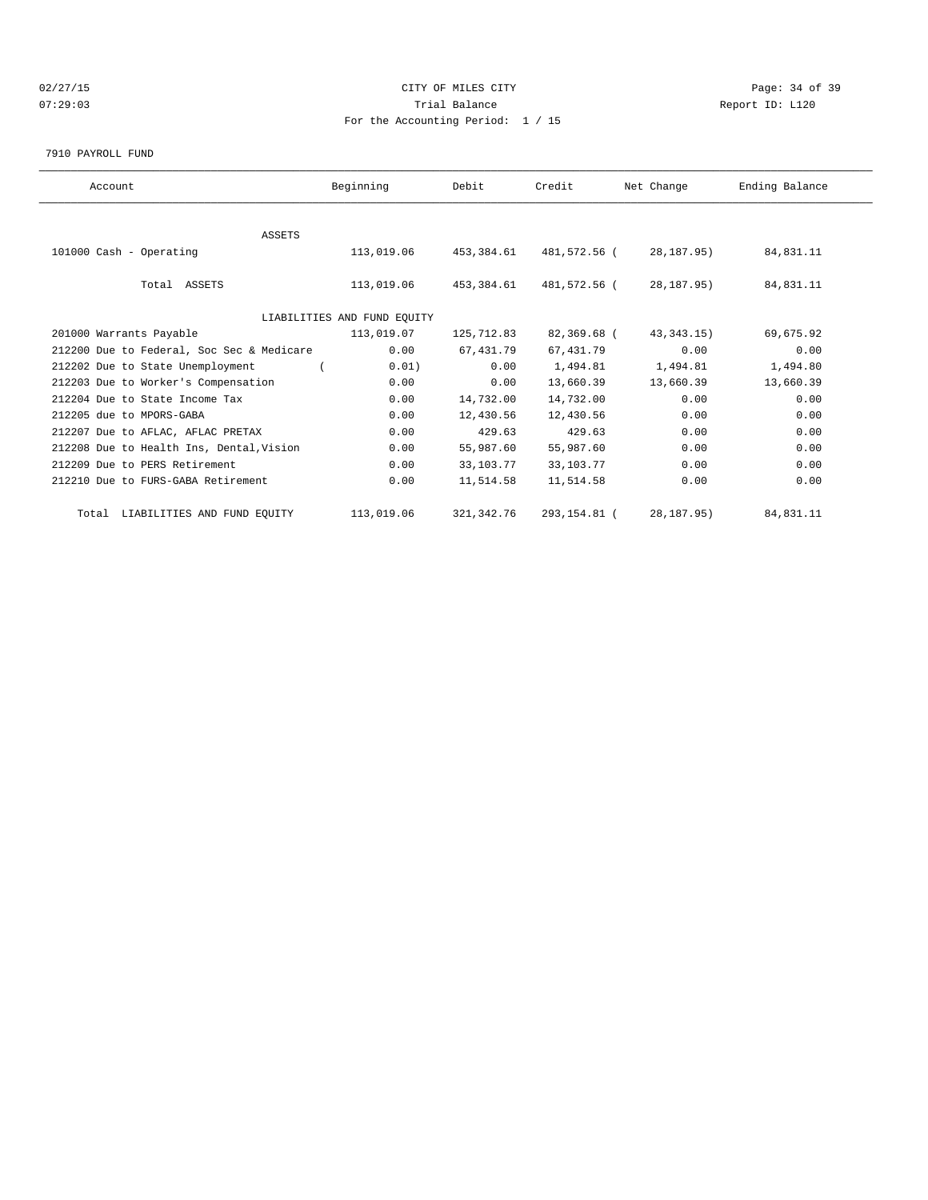CITY OF MILES CITY

Trial Balance

For the Accounting Period: 1 / 15

7910 PAYROLL FUND

| Account | Beginning | Debit | Credit | Net Change | Ending Balance |
|---|---|---|---|---|---|
| ASSETS | | | | | |
| 101000 Cash - Operating | 113,019.06 | 453,384.61 | 481,572.56 | ( 28,187.95) | 84,831.11 |
| Total ASSETS | 113,019.06 | 453,384.61 | 481,572.56 | ( 28,187.95) | 84,831.11 |
| LIABILITIES AND FUND EQUITY | | | | | |
| 201000 Warrants Payable | 113,019.07 | 125,712.83 | 82,369.68 | ( 43,343.15) | 69,675.92 |
| 212200 Due to Federal, Soc Sec & Medicare | 0.00 | 67,431.79 | 67,431.79 | 0.00 | 0.00 |
| 212202 Due to State Unemployment | ( 0.01) | 0.00 | 1,494.81 | 1,494.81 | 1,494.80 |
| 212203 Due to Worker's Compensation | 0.00 | 0.00 | 13,660.39 | 13,660.39 | 13,660.39 |
| 212204 Due to State Income Tax | 0.00 | 14,732.00 | 14,732.00 | 0.00 | 0.00 |
| 212205 due to MPORS-GABA | 0.00 | 12,430.56 | 12,430.56 | 0.00 | 0.00 |
| 212207 Due to AFLAC, AFLAC PRETAX | 0.00 | 429.63 | 429.63 | 0.00 | 0.00 |
| 212208 Due to Health Ins, Dental,Vision | 0.00 | 55,987.60 | 55,987.60 | 0.00 | 0.00 |
| 212209 Due to PERS Retirement | 0.00 | 33,103.77 | 33,103.77 | 0.00 | 0.00 |
| 212210 Due to FURS-GABA Retirement | 0.00 | 11,514.58 | 11,514.58 | 0.00 | 0.00 |
| Total LIABILITIES AND FUND EQUITY | 113,019.06 | 321,342.76 | 293,154.81 | ( 28,187.95) | 84,831.11 |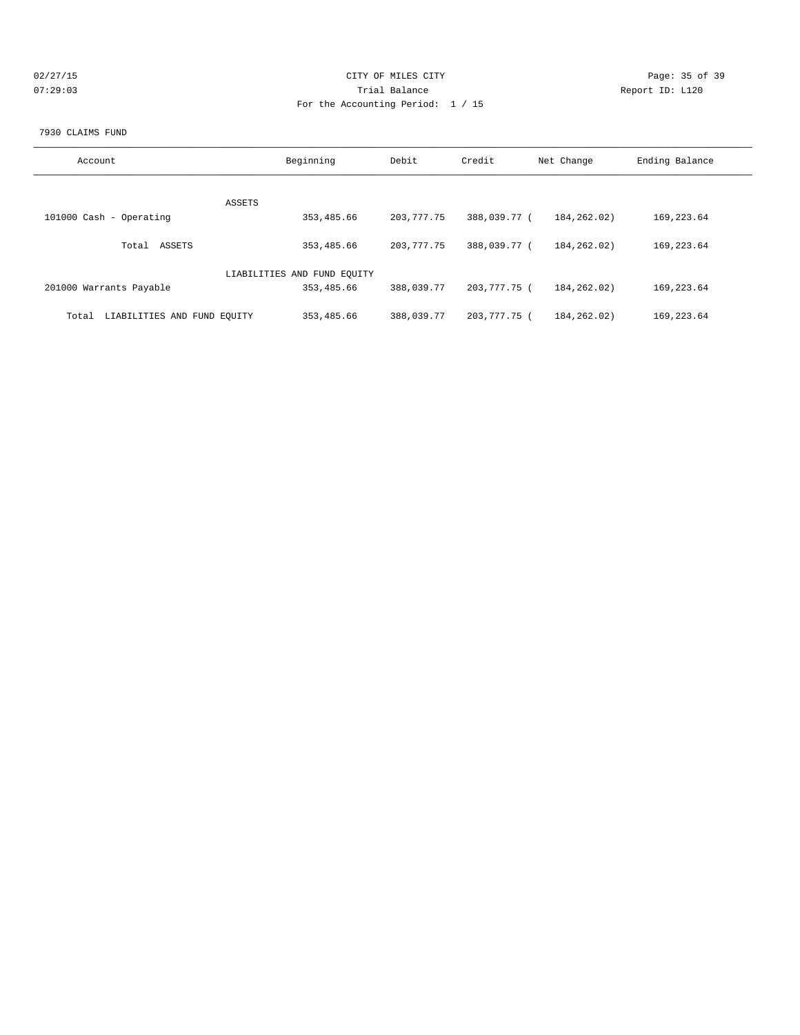CITY OF MILES CITY

Trial Balance

For the Accounting Period: 1 / 15

02/27/15 07:29:03

Report ID: L120

7930 CLAIMS FUND

| Account | Beginning | Debit | Credit | Net Change | Ending Balance |
|---|---|---|---|---|---|
| ASSETS | | | | | |
| 101000 Cash - Operating | 353,485.66 | 203,777.75 | 388,039.77 | ( 184,262.02) | 169,223.64 |
| Total ASSETS | 353,485.66 | 203,777.75 | 388,039.77 | ( 184,262.02) | 169,223.64 |
| LIABILITIES AND FUND EQUITY | | | | | |
| 201000 Warrants Payable | 353,485.66 | 388,039.77 | 203,777.75 | ( 184,262.02) | 169,223.64 |
| Total LIABILITIES AND FUND EQUITY | 353,485.66 | 388,039.77 | 203,777.75 | ( 184,262.02) | 169,223.64 |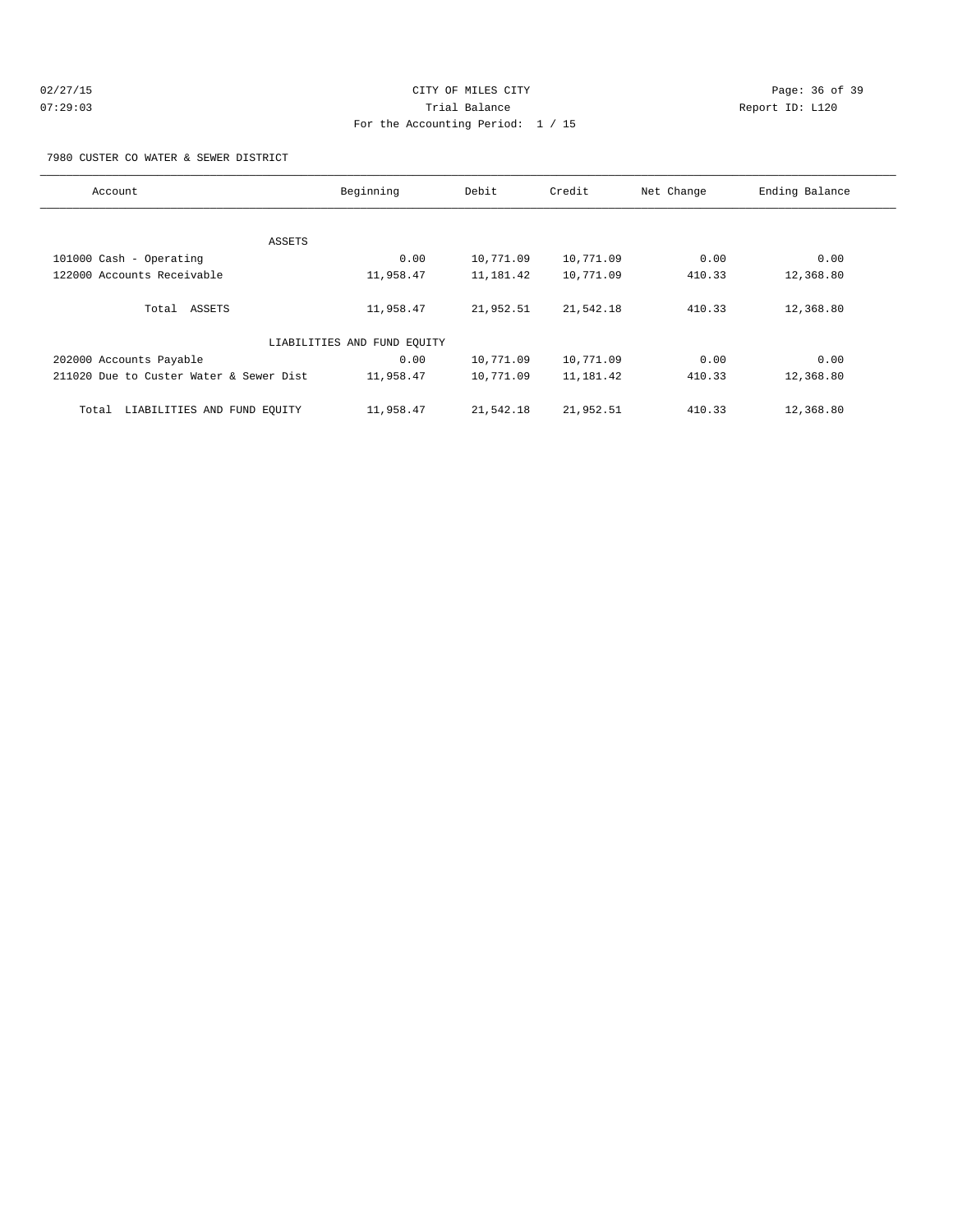CITY OF MILES CITY

Trial Balance

For the Accounting Period: 1 / 15

7980 CUSTER CO WATER & SEWER DISTRICT

| Account | Beginning | Debit | Credit | Net Change | Ending Balance |
|---|---|---|---|---|---|
| ASSETS | | | | | |
| 101000 Cash - Operating | 0.00 | 10,771.09 | 10,771.09 | 0.00 | 0.00 |
| 122000 Accounts Receivable | 11,958.47 | 11,181.42 | 10,771.09 | 410.33 | 12,368.80 |
| Total ASSETS | 11,958.47 | 21,952.51 | 21,542.18 | 410.33 | 12,368.80 |
| LIABILITIES AND FUND EQUITY | | | | | |
| 202000 Accounts Payable | 0.00 | 10,771.09 | 10,771.09 | 0.00 | 0.00 |
| 211020 Due to Custer Water & Sewer Dist | 11,958.47 | 10,771.09 | 11,181.42 | 410.33 | 12,368.80 |
| Total LIABILITIES AND FUND EQUITY | 11,958.47 | 21,542.18 | 21,952.51 | 410.33 | 12,368.80 |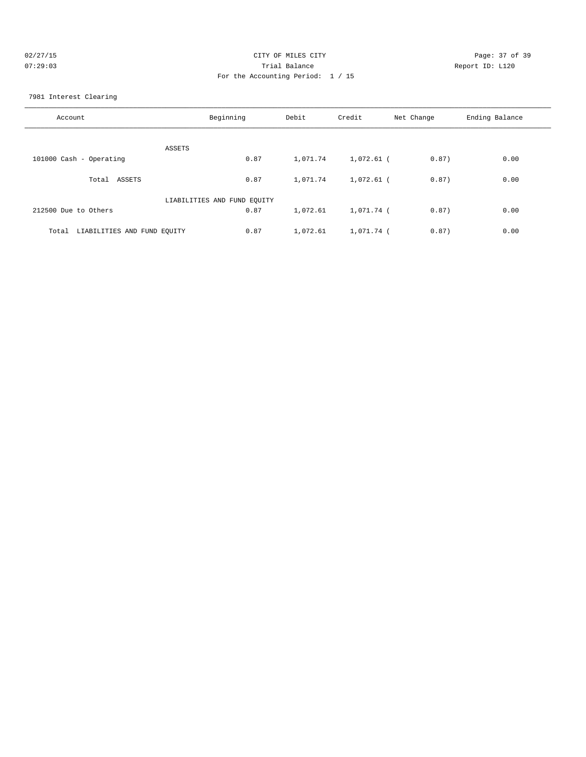CITY OF MILES CITY

Trial Balance

For the Accounting Period: 1 / 15

02/27/15 07:29:03 Report ID: L120

7981 Interest Clearing

| Account | Beginning | Debit | Credit | Net Change | Ending Balance |
|---|---|---|---|---|---|
| ASSETS | | | | | |
| 101000 Cash - Operating | 0.87 | 1,071.74 | 1,072.61 | ( 0.87) | 0.00 |
| Total ASSETS | 0.87 | 1,071.74 | 1,072.61 | ( 0.87) | 0.00 |
| LIABILITIES AND FUND EQUITY | | | | | |
| 212500 Due to Others | 0.87 | 1,072.61 | 1,071.74 | ( 0.87) | 0.00 |
| Total LIABILITIES AND FUND EQUITY | 0.87 | 1,072.61 | 1,071.74 | ( 0.87) | 0.00 |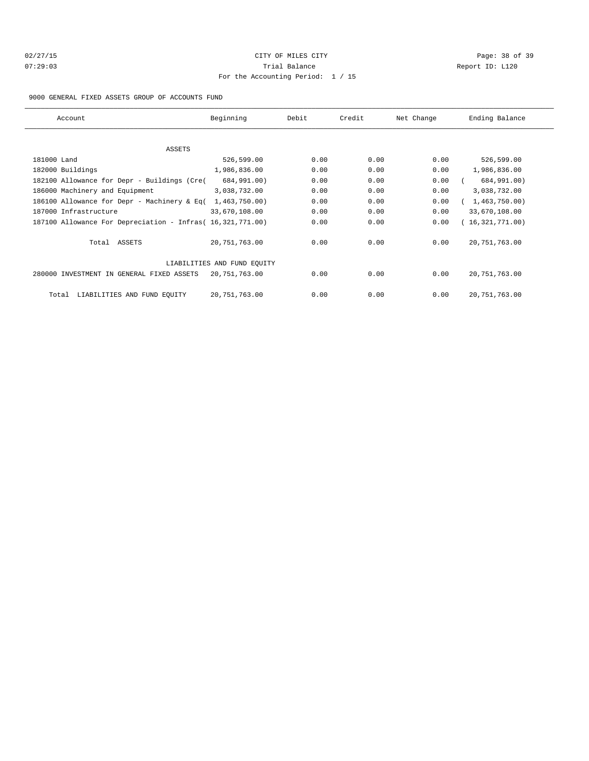CITY OF MILES CITY

Trial Balance

For the Accounting Period: 1 / 15

02/27/15 07:29:03 Report ID: L120

9000 GENERAL FIXED ASSETS GROUP OF ACCOUNTS FUND

| Account | Beginning | Debit | Credit | Net Change | Ending Balance |
|---|---|---|---|---|---|
| ASSETS | | | | | |
| 181000 Land | 526,599.00 | 0.00 | 0.00 | 0.00 | 526,599.00 |
| 182000 Buildings | 1,986,836.00 | 0.00 | 0.00 | 0.00 | 1,986,836.00 |
| 182100 Allowance for Depr - Buildings (Cre( | 684,991.00) | 0.00 | 0.00 | 0.00 | ( 684,991.00) |
| 186000 Machinery and Equipment | 3,038,732.00 | 0.00 | 0.00 | 0.00 | 3,038,732.00 |
| 186100 Allowance for Depr - Machinery & Eq( | 1,463,750.00) | 0.00 | 0.00 | 0.00 | ( 1,463,750.00) |
| 187000 Infrastructure | 33,670,108.00 | 0.00 | 0.00 | 0.00 | 33,670,108.00 |
| 187100 Allowance For Depreciation - Infras( | 16,321,771.00) | 0.00 | 0.00 | 0.00 | ( 16,321,771.00) |
| Total ASSETS | 20,751,763.00 | 0.00 | 0.00 | 0.00 | 20,751,763.00 |
| LIABILITIES AND FUND EQUITY | | | | | |
| 280000 INVESTMENT IN GENERAL FIXED ASSETS | 20,751,763.00 | 0.00 | 0.00 | 0.00 | 20,751,763.00 |
| Total LIABILITIES AND FUND EQUITY | 20,751,763.00 | 0.00 | 0.00 | 0.00 | 20,751,763.00 |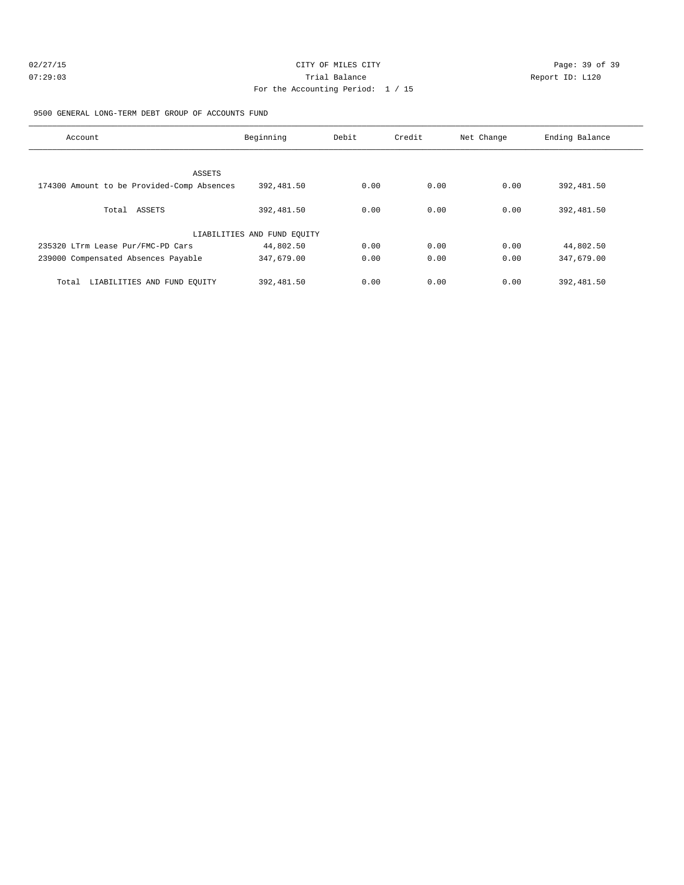CITY OF MILES CITY

Trial Balance

For the Accounting Period: 1 / 15

02/27/15 07:29:03 Report ID: L120

9500 GENERAL LONG-TERM DEBT GROUP OF ACCOUNTS FUND

| Account | Beginning | Debit | Credit | Net Change | Ending Balance |
|---|---|---|---|---|---|
| ASSETS | | | | | |
| 174300 Amount to be Provided-Comp Absences | 392,481.50 | 0.00 | 0.00 | 0.00 | 392,481.50 |
| Total ASSETS | 392,481.50 | 0.00 | 0.00 | 0.00 | 392,481.50 |
| LIABILITIES AND FUND EQUITY | | | | | |
| 235320 LTrm Lease Pur/FMC-PD Cars | 44,802.50 | 0.00 | 0.00 | 0.00 | 44,802.50 |
| 239000 Compensated Absences Payable | 347,679.00 | 0.00 | 0.00 | 0.00 | 347,679.00 |
| Total LIABILITIES AND FUND EQUITY | 392,481.50 | 0.00 | 0.00 | 0.00 | 392,481.50 |